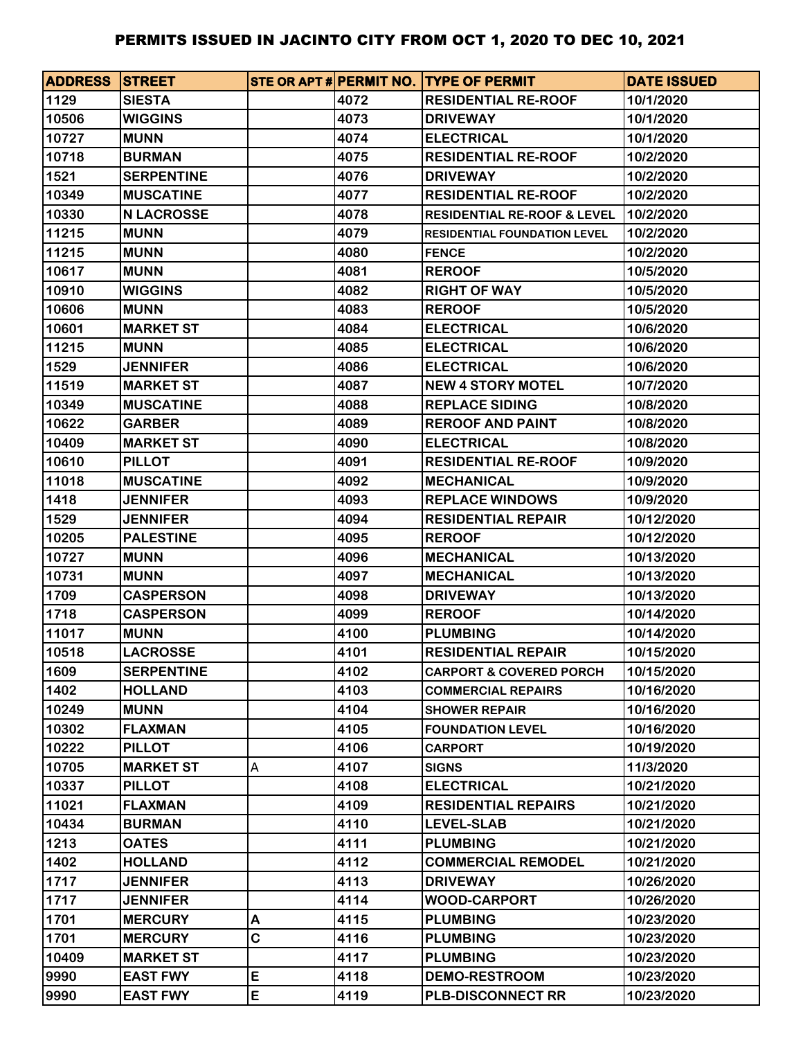# PERMITS ISSUED IN JACINTO CITY FROM OCT 1, 2020 TO DEC 10, 2021

| ADDRESS | STREET | STE OR APT # | PERMIT NO. | TYPE OF PERMIT | DATE ISSUED |
|---|---|---|---|---|---|
| 1129 | SIESTA | | 4072 | RESIDENTIAL RE-ROOF | 10/1/2020 |
| 10506 | WIGGINS | | 4073 | DRIVEWAY | 10/1/2020 |
| 10727 | MUNN | | 4074 | ELECTRICAL | 10/1/2020 |
| 10718 | BURMAN | | 4075 | RESIDENTIAL RE-ROOF | 10/2/2020 |
| 1521 | SERPENTINE | | 4076 | DRIVEWAY | 10/2/2020 |
| 10349 | MUSCATINE | | 4077 | RESIDENTIAL RE-ROOF | 10/2/2020 |
| 10330 | N LACROSSE | | 4078 | RESIDENTIAL RE-ROOF & LEVEL | 10/2/2020 |
| 11215 | MUNN | | 4079 | RESIDENTIAL FOUNDATION LEVEL | 10/2/2020 |
| 11215 | MUNN | | 4080 | FENCE | 10/2/2020 |
| 10617 | MUNN | | 4081 | REROOF | 10/5/2020 |
| 10910 | WIGGINS | | 4082 | RIGHT OF WAY | 10/5/2020 |
| 10606 | MUNN | | 4083 | REROOF | 10/5/2020 |
| 10601 | MARKET ST | | 4084 | ELECTRICAL | 10/6/2020 |
| 11215 | MUNN | | 4085 | ELECTRICAL | 10/6/2020 |
| 1529 | JENNIFER | | 4086 | ELECTRICAL | 10/6/2020 |
| 11519 | MARKET ST | | 4087 | NEW 4 STORY MOTEL | 10/7/2020 |
| 10349 | MUSCATINE | | 4088 | REPLACE SIDING | 10/8/2020 |
| 10622 | GARBER | | 4089 | REROOF AND PAINT | 10/8/2020 |
| 10409 | MARKET ST | | 4090 | ELECTRICAL | 10/8/2020 |
| 10610 | PILLOT | | 4091 | RESIDENTIAL RE-ROOF | 10/9/2020 |
| 11018 | MUSCATINE | | 4092 | MECHANICAL | 10/9/2020 |
| 1418 | JENNIFER | | 4093 | REPLACE WINDOWS | 10/9/2020 |
| 1529 | JENNIFER | | 4094 | RESIDENTIAL REPAIR | 10/12/2020 |
| 10205 | PALESTINE | | 4095 | REROOF | 10/12/2020 |
| 10727 | MUNN | | 4096 | MECHANICAL | 10/13/2020 |
| 10731 | MUNN | | 4097 | MECHANICAL | 10/13/2020 |
| 1709 | CASPERSON | | 4098 | DRIVEWAY | 10/13/2020 |
| 1718 | CASPERSON | | 4099 | REROOF | 10/14/2020 |
| 11017 | MUNN | | 4100 | PLUMBING | 10/14/2020 |
| 10518 | LACROSSE | | 4101 | RESIDENTIAL REPAIR | 10/15/2020 |
| 1609 | SERPENTINE | | 4102 | CARPORT & COVERED PORCH | 10/15/2020 |
| 1402 | HOLLAND | | 4103 | COMMERCIAL REPAIRS | 10/16/2020 |
| 10249 | MUNN | | 4104 | SHOWER REPAIR | 10/16/2020 |
| 10302 | FLAXMAN | | 4105 | FOUNDATION LEVEL | 10/16/2020 |
| 10222 | PILLOT | | 4106 | CARPORT | 10/19/2020 |
| 10705 | MARKET ST | A | 4107 | SIGNS | 11/3/2020 |
| 10337 | PILLOT | | 4108 | ELECTRICAL | 10/21/2020 |
| 11021 | FLAXMAN | | 4109 | RESIDENTIAL REPAIRS | 10/21/2020 |
| 10434 | BURMAN | | 4110 | LEVEL-SLAB | 10/21/2020 |
| 1213 | OATES | | 4111 | PLUMBING | 10/21/2020 |
| 1402 | HOLLAND | | 4112 | COMMERCIAL REMODEL | 10/21/2020 |
| 1717 | JENNIFER | | 4113 | DRIVEWAY | 10/26/2020 |
| 1717 | JENNIFER | | 4114 | WOOD-CARPORT | 10/26/2020 |
| 1701 | MERCURY | A | 4115 | PLUMBING | 10/23/2020 |
| 1701 | MERCURY | C | 4116 | PLUMBING | 10/23/2020 |
| 10409 | MARKET ST | | 4117 | PLUMBING | 10/23/2020 |
| 9990 | EAST FWY | E | 4118 | DEMO-RESTROOM | 10/23/2020 |
| 9990 | EAST FWY | E | 4119 | PLB-DISCONNECT RR | 10/23/2020 |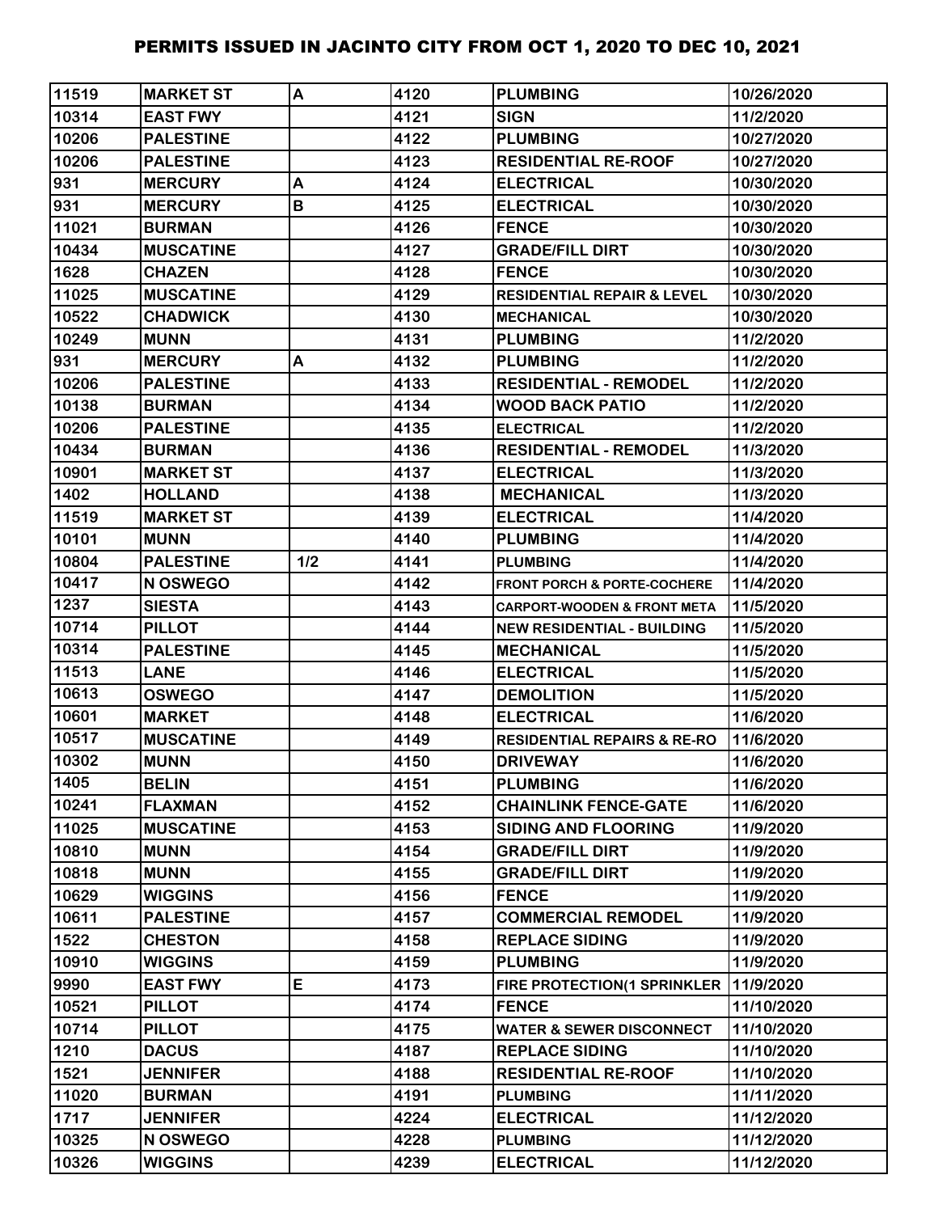# PERMITS ISSUED IN JACINTO CITY FROM OCT 1, 2020 TO DEC 10, 2021

| | | | | | |
|---|---|---|---|---|---|
| 11519 | MARKET ST | A | 4120 | PLUMBING | 10/26/2020 |
| 10314 | EAST FWY | | 4121 | SIGN | 11/2/2020 |
| 10206 | PALESTINE | | 4122 | PLUMBING | 10/27/2020 |
| 10206 | PALESTINE | | 4123 | RESIDENTIAL RE-ROOF | 10/27/2020 |
| 931 | MERCURY | A | 4124 | ELECTRICAL | 10/30/2020 |
| 931 | MERCURY | B | 4125 | ELECTRICAL | 10/30/2020 |
| 11021 | BURMAN | | 4126 | FENCE | 10/30/2020 |
| 10434 | MUSCATINE | | 4127 | GRADE/FILL DIRT | 10/30/2020 |
| 1628 | CHAZEN | | 4128 | FENCE | 10/30/2020 |
| 11025 | MUSCATINE | | 4129 | RESIDENTIAL REPAIR & LEVEL | 10/30/2020 |
| 10522 | CHADWICK | | 4130 | MECHANICAL | 10/30/2020 |
| 10249 | MUNN | | 4131 | PLUMBING | 11/2/2020 |
| 931 | MERCURY | A | 4132 | PLUMBING | 11/2/2020 |
| 10206 | PALESTINE | | 4133 | RESIDENTIAL - REMODEL | 11/2/2020 |
| 10138 | BURMAN | | 4134 | WOOD BACK PATIO | 11/2/2020 |
| 10206 | PALESTINE | | 4135 | ELECTRICAL | 11/2/2020 |
| 10434 | BURMAN | | 4136 | RESIDENTIAL - REMODEL | 11/3/2020 |
| 10901 | MARKET ST | | 4137 | ELECTRICAL | 11/3/2020 |
| 1402 | HOLLAND | | 4138 | MECHANICAL | 11/3/2020 |
| 11519 | MARKET ST | | 4139 | ELECTRICAL | 11/4/2020 |
| 10101 | MUNN | | 4140 | PLUMBING | 11/4/2020 |
| 10804 | PALESTINE | 1/2 | 4141 | PLUMBING | 11/4/2020 |
| 10417 | N OSWEGO | | 4142 | FRONT PORCH & PORTE-COCHERE | 11/4/2020 |
| 1237 | SIESTA | | 4143 | CARPORT-WOODEN & FRONT META | 11/5/2020 |
| 10714 | PILLOT | | 4144 | NEW RESIDENTIAL - BUILDING | 11/5/2020 |
| 10314 | PALESTINE | | 4145 | MECHANICAL | 11/5/2020 |
| 11513 | LANE | | 4146 | ELECTRICAL | 11/5/2020 |
| 10613 | OSWEGO | | 4147 | DEMOLITION | 11/5/2020 |
| 10601 | MARKET | | 4148 | ELECTRICAL | 11/6/2020 |
| 10517 | MUSCATINE | | 4149 | RESIDENTIAL REPAIRS & RE-RO | 11/6/2020 |
| 10302 | MUNN | | 4150 | DRIVEWAY | 11/6/2020 |
| 1405 | BELIN | | 4151 | PLUMBING | 11/6/2020 |
| 10241 | FLAXMAN | | 4152 | CHAINLINK FENCE-GATE | 11/6/2020 |
| 11025 | MUSCATINE | | 4153 | SIDING AND FLOORING | 11/9/2020 |
| 10810 | MUNN | | 4154 | GRADE/FILL DIRT | 11/9/2020 |
| 10818 | MUNN | | 4155 | GRADE/FILL DIRT | 11/9/2020 |
| 10629 | WIGGINS | | 4156 | FENCE | 11/9/2020 |
| 10611 | PALESTINE | | 4157 | COMMERCIAL REMODEL | 11/9/2020 |
| 1522 | CHESTON | | 4158 | REPLACE SIDING | 11/9/2020 |
| 10910 | WIGGINS | | 4159 | PLUMBING | 11/9/2020 |
| 9990 | EAST FWY | E | 4173 | FIRE PROTECTION(1 SPRINKLER | 11/9/2020 |
| 10521 | PILLOT | | 4174 | FENCE | 11/10/2020 |
| 10714 | PILLOT | | 4175 | WATER & SEWER DISCONNECT | 11/10/2020 |
| 1210 | DACUS | | 4187 | REPLACE SIDING | 11/10/2020 |
| 1521 | JENNIFER | | 4188 | RESIDENTIAL RE-ROOF | 11/10/2020 |
| 11020 | BURMAN | | 4191 | PLUMBING | 11/11/2020 |
| 1717 | JENNIFER | | 4224 | ELECTRICAL | 11/12/2020 |
| 10325 | N OSWEGO | | 4228 | PLUMBING | 11/12/2020 |
| 10326 | WIGGINS | | 4239 | ELECTRICAL | 11/12/2020 |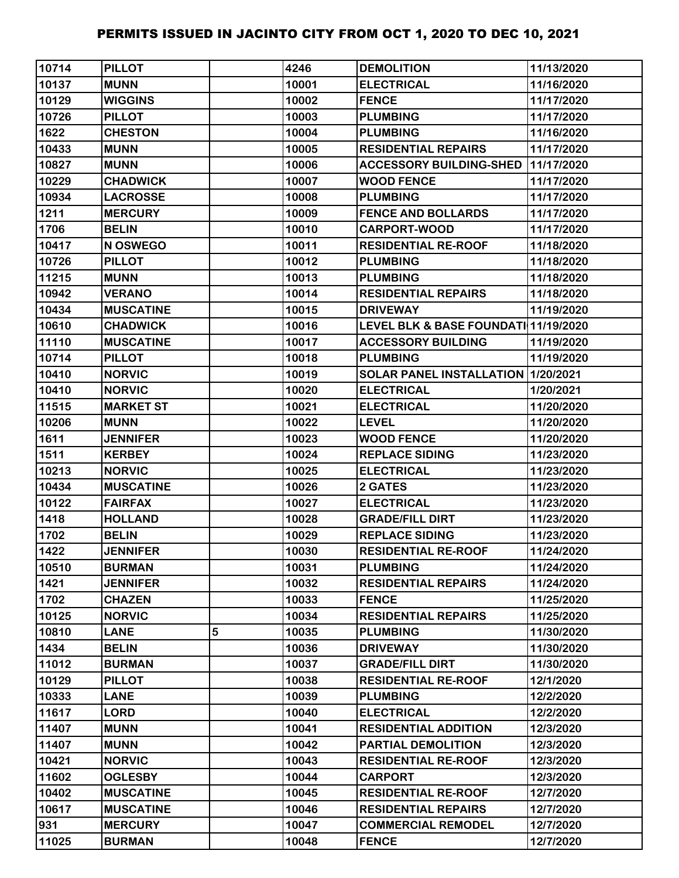# PERMITS ISSUED IN JACINTO CITY FROM OCT 1, 2020 TO DEC 10, 2021

| | | | | | |
|---|---|---|---|---|---|
| 10714 | PILLOT | | 4246 | DEMOLITION | 11/13/2020 |
| 10137 | MUNN | | 10001 | ELECTRICAL | 11/16/2020 |
| 10129 | WIGGINS | | 10002 | FENCE | 11/17/2020 |
| 10726 | PILLOT | | 10003 | PLUMBING | 11/17/2020 |
| 1622 | CHESTON | | 10004 | PLUMBING | 11/16/2020 |
| 10433 | MUNN | | 10005 | RESIDENTIAL REPAIRS | 11/17/2020 |
| 10827 | MUNN | | 10006 | ACCESSORY BUILDING-SHED | 11/17/2020 |
| 10229 | CHADWICK | | 10007 | WOOD FENCE | 11/17/2020 |
| 10934 | LACROSSE | | 10008 | PLUMBING | 11/17/2020 |
| 1211 | MERCURY | | 10009 | FENCE AND BOLLARDS | 11/17/2020 |
| 1706 | BELIN | | 10010 | CARPORT-WOOD | 11/17/2020 |
| 10417 | N OSWEGO | | 10011 | RESIDENTIAL RE-ROOF | 11/18/2020 |
| 10726 | PILLOT | | 10012 | PLUMBING | 11/18/2020 |
| 11215 | MUNN | | 10013 | PLUMBING | 11/18/2020 |
| 10942 | VERANO | | 10014 | RESIDENTIAL REPAIRS | 11/18/2020 |
| 10434 | MUSCATINE | | 10015 | DRIVEWAY | 11/19/2020 |
| 10610 | CHADWICK | | 10016 | LEVEL BLK & BASE FOUNDATI | 11/19/2020 |
| 11110 | MUSCATINE | | 10017 | ACCESSORY BUILDING | 11/19/2020 |
| 10714 | PILLOT | | 10018 | PLUMBING | 11/19/2020 |
| 10410 | NORVIC | | 10019 | SOLAR PANEL INSTALLATION | 1/20/2021 |
| 10410 | NORVIC | | 10020 | ELECTRICAL | 1/20/2021 |
| 11515 | MARKET ST | | 10021 | ELECTRICAL | 11/20/2020 |
| 10206 | MUNN | | 10022 | LEVEL | 11/20/2020 |
| 1611 | JENNIFER | | 10023 | WOOD FENCE | 11/20/2020 |
| 1511 | KERBEY | | 10024 | REPLACE SIDING | 11/23/2020 |
| 10213 | NORVIC | | 10025 | ELECTRICAL | 11/23/2020 |
| 10434 | MUSCATINE | | 10026 | 2 GATES | 11/23/2020 |
| 10122 | FAIRFAX | | 10027 | ELECTRICAL | 11/23/2020 |
| 1418 | HOLLAND | | 10028 | GRADE/FILL DIRT | 11/23/2020 |
| 1702 | BELIN | | 10029 | REPLACE SIDING | 11/23/2020 |
| 1422 | JENNIFER | | 10030 | RESIDENTIAL RE-ROOF | 11/24/2020 |
| 10510 | BURMAN | | 10031 | PLUMBING | 11/24/2020 |
| 1421 | JENNIFER | | 10032 | RESIDENTIAL REPAIRS | 11/24/2020 |
| 1702 | CHAZEN | | 10033 | FENCE | 11/25/2020 |
| 10125 | NORVIC | | 10034 | RESIDENTIAL REPAIRS | 11/25/2020 |
| 10810 | LANE | 5 | 10035 | PLUMBING | 11/30/2020 |
| 1434 | BELIN | | 10036 | DRIVEWAY | 11/30/2020 |
| 11012 | BURMAN | | 10037 | GRADE/FILL DIRT | 11/30/2020 |
| 10129 | PILLOT | | 10038 | RESIDENTIAL RE-ROOF | 12/1/2020 |
| 10333 | LANE | | 10039 | PLUMBING | 12/2/2020 |
| 11617 | LORD | | 10040 | ELECTRICAL | 12/2/2020 |
| 11407 | MUNN | | 10041 | RESIDENTIAL ADDITION | 12/3/2020 |
| 11407 | MUNN | | 10042 | PARTIAL DEMOLITION | 12/3/2020 |
| 10421 | NORVIC | | 10043 | RESIDENTIAL RE-ROOF | 12/3/2020 |
| 11602 | OGLESBY | | 10044 | CARPORT | 12/3/2020 |
| 10402 | MUSCATINE | | 10045 | RESIDENTIAL RE-ROOF | 12/7/2020 |
| 10617 | MUSCATINE | | 10046 | RESIDENTIAL REPAIRS | 12/7/2020 |
| 931 | MERCURY | | 10047 | COMMERCIAL REMODEL | 12/7/2020 |
| 11025 | BURMAN | | 10048 | FENCE | 12/7/2020 |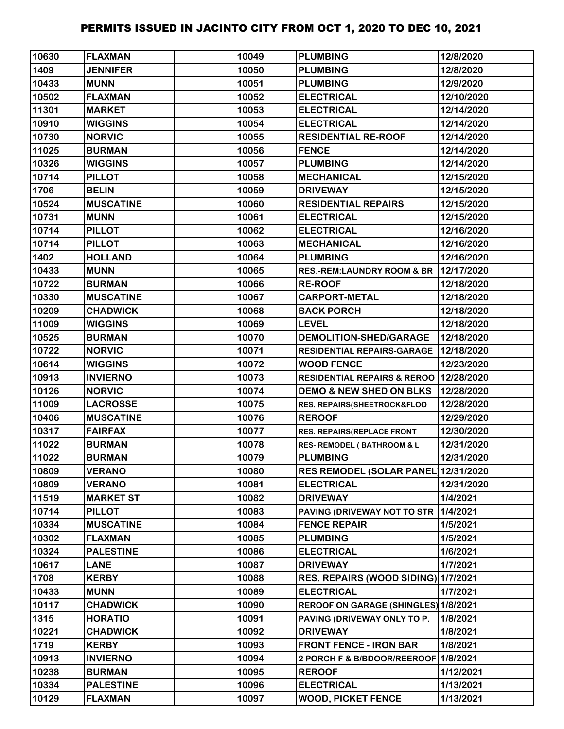# PERMITS ISSUED IN JACINTO CITY FROM OCT 1, 2020 TO DEC 10, 2021

| | | | | | |
|---|---|---|---|---|---|
| 10630 | FLAXMAN | | 10049 | PLUMBING | 12/8/2020 |
| 1409 | JENNIFER | | 10050 | PLUMBING | 12/8/2020 |
| 10433 | MUNN | | 10051 | PLUMBING | 12/9/2020 |
| 10502 | FLAXMAN | | 10052 | ELECTRICAL | 12/10/2020 |
| 11301 | MARKET | | 10053 | ELECTRICAL | 12/14/2020 |
| 10910 | WIGGINS | | 10054 | ELECTRICAL | 12/14/2020 |
| 10730 | NORVIC | | 10055 | RESIDENTIAL RE-ROOF | 12/14/2020 |
| 11025 | BURMAN | | 10056 | FENCE | 12/14/2020 |
| 10326 | WIGGINS | | 10057 | PLUMBING | 12/14/2020 |
| 10714 | PILLOT | | 10058 | MECHANICAL | 12/15/2020 |
| 1706 | BELIN | | 10059 | DRIVEWAY | 12/15/2020 |
| 10524 | MUSCATINE | | 10060 | RESIDENTIAL REPAIRS | 12/15/2020 |
| 10731 | MUNN | | 10061 | ELECTRICAL | 12/15/2020 |
| 10714 | PILLOT | | 10062 | ELECTRICAL | 12/16/2020 |
| 10714 | PILLOT | | 10063 | MECHANICAL | 12/16/2020 |
| 1402 | HOLLAND | | 10064 | PLUMBING | 12/16/2020 |
| 10433 | MUNN | | 10065 | RES.-REM:LAUNDRY ROOM & BR | 12/17/2020 |
| 10722 | BURMAN | | 10066 | RE-ROOF | 12/18/2020 |
| 10330 | MUSCATINE | | 10067 | CARPORT-METAL | 12/18/2020 |
| 10209 | CHADWICK | | 10068 | BACK PORCH | 12/18/2020 |
| 11009 | WIGGINS | | 10069 | LEVEL | 12/18/2020 |
| 10525 | BURMAN | | 10070 | DEMOLITION-SHED/GARAGE | 12/18/2020 |
| 10722 | NORVIC | | 10071 | RESIDENTIAL REPAIRS-GARAGE | 12/18/2020 |
| 10614 | WIGGINS | | 10072 | WOOD FENCE | 12/23/2020 |
| 10913 | INVIERNO | | 10073 | RESIDENTIAL REPAIRS & REROO | 12/28/2020 |
| 10126 | NORVIC | | 10074 | DEMO & NEW SHED ON BLKS | 12/28/2020 |
| 11009 | LACROSSE | | 10075 | RES. REPAIRS(SHEETROCK&FLOO | 12/28/2020 |
| 10406 | MUSCATINE | | 10076 | REROOF | 12/29/2020 |
| 10317 | FAIRFAX | | 10077 | RES. REPAIRS(REPLACE FRONT | 12/30/2020 |
| 11022 | BURMAN | | 10078 | RES- REMODEL ( BATHROOM & L | 12/31/2020 |
| 11022 | BURMAN | | 10079 | PLUMBING | 12/31/2020 |
| 10809 | VERANO | | 10080 | RES REMODEL (SOLAR PANEL) | 12/31/2020 |
| 10809 | VERANO | | 10081 | ELECTRICAL | 12/31/2020 |
| 11519 | MARKET ST | | 10082 | DRIVEWAY | 1/4/2021 |
| 10714 | PILLOT | | 10083 | PAVING (DRIVEWAY NOT TO STR | 1/4/2021 |
| 10334 | MUSCATINE | | 10084 | FENCE REPAIR | 1/5/2021 |
| 10302 | FLAXMAN | | 10085 | PLUMBING | 1/5/2021 |
| 10324 | PALESTINE | | 10086 | ELECTRICAL | 1/6/2021 |
| 10617 | LANE | | 10087 | DRIVEWAY | 1/7/2021 |
| 1708 | KERBY | | 10088 | RES. REPAIRS (WOOD SIDING) | 1/7/2021 |
| 10433 | MUNN | | 10089 | ELECTRICAL | 1/7/2021 |
| 10117 | CHADWICK | | 10090 | REROOF ON GARAGE (SHINGLES) | 1/8/2021 |
| 1315 | HORATIO | | 10091 | PAVING (DRIVEWAY ONLY TO P. | 1/8/2021 |
| 10221 | CHADWICK | | 10092 | DRIVEWAY | 1/8/2021 |
| 1719 | KERBY | | 10093 | FRONT FENCE - IRON BAR | 1/8/2021 |
| 10913 | INVIERNO | | 10094 | 2 PORCH F & B/BDOOR/REEROOF | 1/8/2021 |
| 10238 | BURMAN | | 10095 | REROOF | 1/12/2021 |
| 10334 | PALESTINE | | 10096 | ELECTRICAL | 1/13/2021 |
| 10129 | FLAXMAN | | 10097 | WOOD, PICKET FENCE | 1/13/2021 |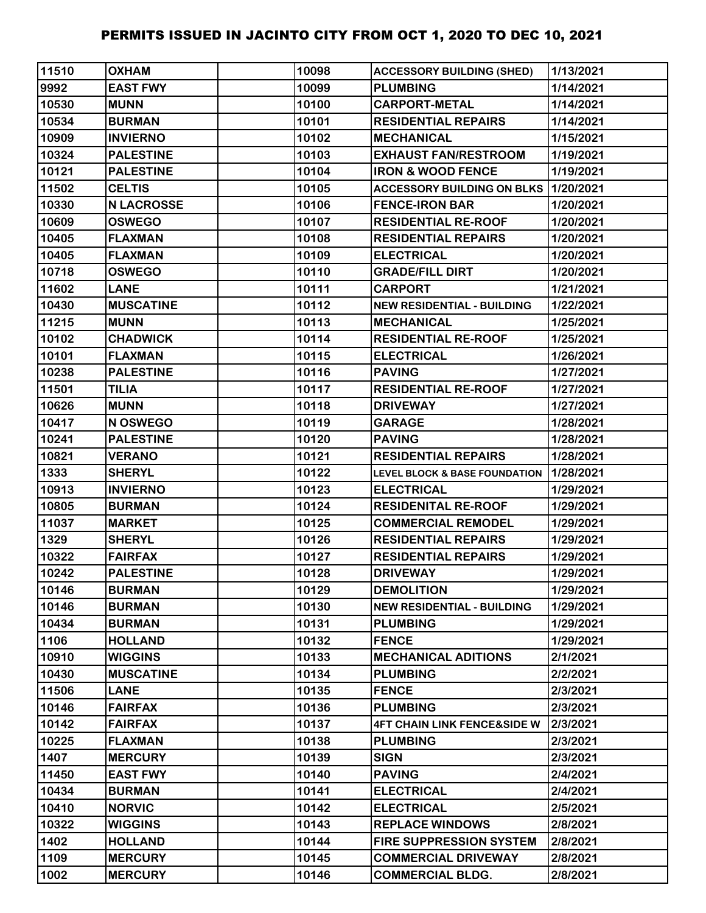# PERMITS ISSUED IN JACINTO CITY FROM OCT 1, 2020 TO DEC 10, 2021

| | | | | | |
|---|---|---|---|---|---|
| 11510 | OXHAM | | 10098 | ACCESSORY BUILDING (SHED) | 1/13/2021 |
| 9992 | EAST FWY | | 10099 | PLUMBING | 1/14/2021 |
| 10530 | MUNN | | 10100 | CARPORT-METAL | 1/14/2021 |
| 10534 | BURMAN | | 10101 | RESIDENTIAL REPAIRS | 1/14/2021 |
| 10909 | INVIERNO | | 10102 | MECHANICAL | 1/15/2021 |
| 10324 | PALESTINE | | 10103 | EXHAUST FAN/RESTROOM | 1/19/2021 |
| 10121 | PALESTINE | | 10104 | IRON & WOOD FENCE | 1/19/2021 |
| 11502 | CELTIS | | 10105 | ACCESSORY BUILDING ON BLKS | 1/20/2021 |
| 10330 | N LACROSSE | | 10106 | FENCE-IRON BAR | 1/20/2021 |
| 10609 | OSWEGO | | 10107 | RESIDENTIAL RE-ROOF | 1/20/2021 |
| 10405 | FLAXMAN | | 10108 | RESIDENTIAL REPAIRS | 1/20/2021 |
| 10405 | FLAXMAN | | 10109 | ELECTRICAL | 1/20/2021 |
| 10718 | OSWEGO | | 10110 | GRADE/FILL DIRT | 1/20/2021 |
| 11602 | LANE | | 10111 | CARPORT | 1/21/2021 |
| 10430 | MUSCATINE | | 10112 | NEW RESIDENTIAL - BUILDING | 1/22/2021 |
| 11215 | MUNN | | 10113 | MECHANICAL | 1/25/2021 |
| 10102 | CHADWICK | | 10114 | RESIDENTIAL RE-ROOF | 1/25/2021 |
| 10101 | FLAXMAN | | 10115 | ELECTRICAL | 1/26/2021 |
| 10238 | PALESTINE | | 10116 | PAVING | 1/27/2021 |
| 11501 | TILIA | | 10117 | RESIDENTIAL RE-ROOF | 1/27/2021 |
| 10626 | MUNN | | 10118 | DRIVEWAY | 1/27/2021 |
| 10417 | N OSWEGO | | 10119 | GARAGE | 1/28/2021 |
| 10241 | PALESTINE | | 10120 | PAVING | 1/28/2021 |
| 10821 | VERANO | | 10121 | RESIDENTIAL REPAIRS | 1/28/2021 |
| 1333 | SHERYL | | 10122 | LEVEL BLOCK & BASE FOUNDATION | 1/28/2021 |
| 10913 | INVIERNO | | 10123 | ELECTRICAL | 1/29/2021 |
| 10805 | BURMAN | | 10124 | RESIDENITAL RE-ROOF | 1/29/2021 |
| 11037 | MARKET | | 10125 | COMMERCIAL REMODEL | 1/29/2021 |
| 1329 | SHERYL | | 10126 | RESIDENTIAL REPAIRS | 1/29/2021 |
| 10322 | FAIRFAX | | 10127 | RESIDENTIAL REPAIRS | 1/29/2021 |
| 10242 | PALESTINE | | 10128 | DRIVEWAY | 1/29/2021 |
| 10146 | BURMAN | | 10129 | DEMOLITION | 1/29/2021 |
| 10146 | BURMAN | | 10130 | NEW RESIDENTIAL - BUILDING | 1/29/2021 |
| 10434 | BURMAN | | 10131 | PLUMBING | 1/29/2021 |
| 1106 | HOLLAND | | 10132 | FENCE | 1/29/2021 |
| 10910 | WIGGINS | | 10133 | MECHANICAL ADITIONS | 2/1/2021 |
| 10430 | MUSCATINE | | 10134 | PLUMBING | 2/2/2021 |
| 11506 | LANE | | 10135 | FENCE | 2/3/2021 |
| 10146 | FAIRFAX | | 10136 | PLUMBING | 2/3/2021 |
| 10142 | FAIRFAX | | 10137 | 4FT CHAIN LINK FENCE&SIDE W | 2/3/2021 |
| 10225 | FLAXMAN | | 10138 | PLUMBING | 2/3/2021 |
| 1407 | MERCURY | | 10139 | SIGN | 2/3/2021 |
| 11450 | EAST FWY | | 10140 | PAVING | 2/4/2021 |
| 10434 | BURMAN | | 10141 | ELECTRICAL | 2/4/2021 |
| 10410 | NORVIC | | 10142 | ELECTRICAL | 2/5/2021 |
| 10322 | WIGGINS | | 10143 | REPLACE WINDOWS | 2/8/2021 |
| 1402 | HOLLAND | | 10144 | FIRE SUPPRESSION SYSTEM | 2/8/2021 |
| 1109 | MERCURY | | 10145 | COMMERCIAL DRIVEWAY | 2/8/2021 |
| 1002 | MERCURY | | 10146 | COMMERCIAL BLDG. | 2/8/2021 |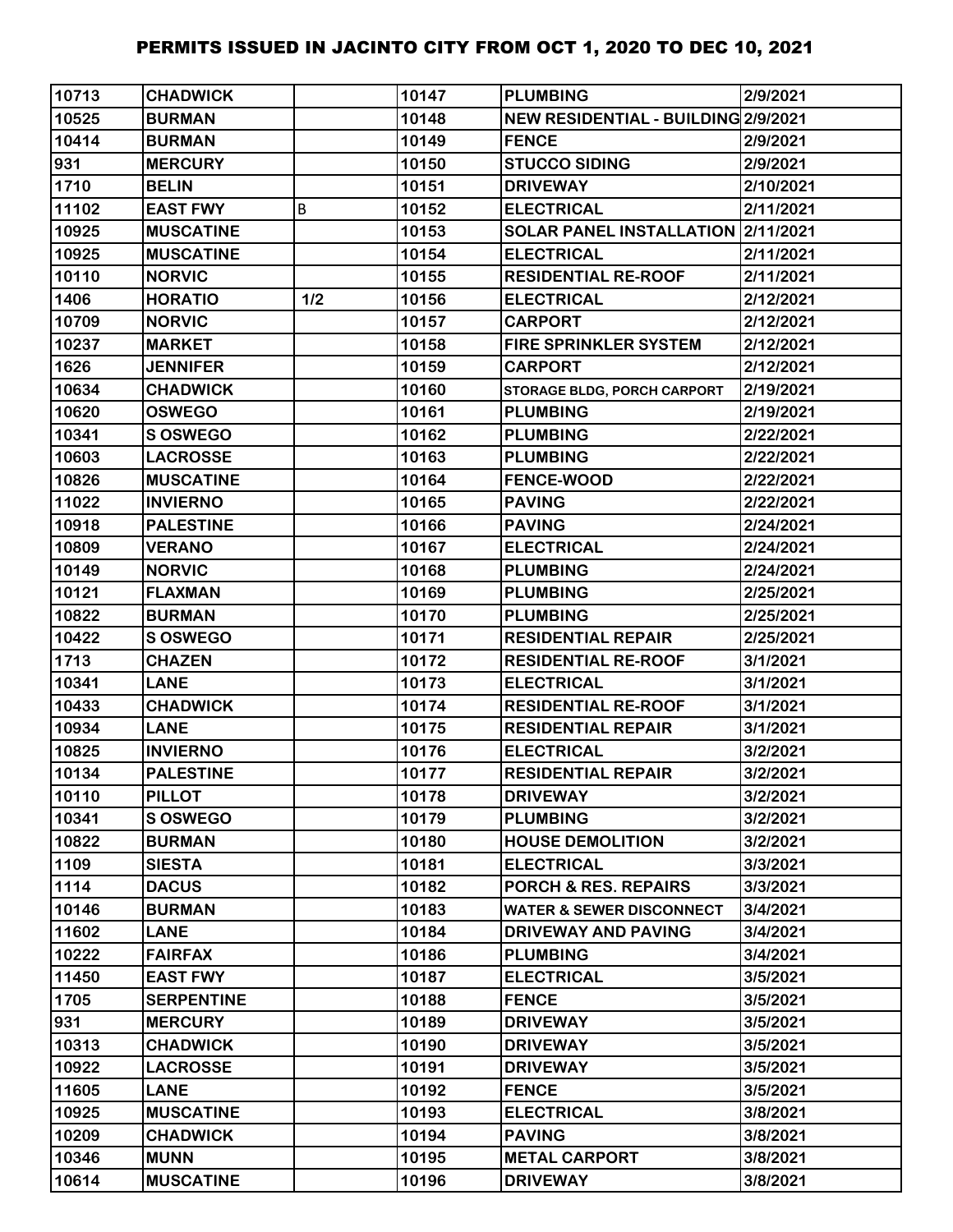# PERMITS ISSUED IN JACINTO CITY FROM OCT 1, 2020 TO DEC 10, 2021

| | | | | | |
|---|---|---|---|---|---|
| 10713 | CHADWICK | | 10147 | PLUMBING | 2/9/2021 |
| 10525 | BURMAN | | 10148 | NEW RESIDENTIAL - BUILDING | 2/9/2021 |
| 10414 | BURMAN | | 10149 | FENCE | 2/9/2021 |
| 931 | MERCURY | | 10150 | STUCCO SIDING | 2/9/2021 |
| 1710 | BELIN | | 10151 | DRIVEWAY | 2/10/2021 |
| 11102 | EAST FWY | B | 10152 | ELECTRICAL | 2/11/2021 |
| 10925 | MUSCATINE | | 10153 | SOLAR PANEL INSTALLATION | 2/11/2021 |
| 10925 | MUSCATINE | | 10154 | ELECTRICAL | 2/11/2021 |
| 10110 | NORVIC | | 10155 | RESIDENTIAL RE-ROOF | 2/11/2021 |
| 1406 | HORATIO | 1/2 | 10156 | ELECTRICAL | 2/12/2021 |
| 10709 | NORVIC | | 10157 | CARPORT | 2/12/2021 |
| 10237 | MARKET | | 10158 | FIRE SPRINKLER SYSTEM | 2/12/2021 |
| 1626 | JENNIFER | | 10159 | CARPORT | 2/12/2021 |
| 10634 | CHADWICK | | 10160 | STORAGE BLDG, PORCH CARPORT | 2/19/2021 |
| 10620 | OSWEGO | | 10161 | PLUMBING | 2/19/2021 |
| 10341 | S OSWEGO | | 10162 | PLUMBING | 2/22/2021 |
| 10603 | LACROSSE | | 10163 | PLUMBING | 2/22/2021 |
| 10826 | MUSCATINE | | 10164 | FENCE-WOOD | 2/22/2021 |
| 11022 | INVIERNO | | 10165 | PAVING | 2/22/2021 |
| 10918 | PALESTINE | | 10166 | PAVING | 2/24/2021 |
| 10809 | VERANO | | 10167 | ELECTRICAL | 2/24/2021 |
| 10149 | NORVIC | | 10168 | PLUMBING | 2/24/2021 |
| 10121 | FLAXMAN | | 10169 | PLUMBING | 2/25/2021 |
| 10822 | BURMAN | | 10170 | PLUMBING | 2/25/2021 |
| 10422 | S OSWEGO | | 10171 | RESIDENTIAL REPAIR | 2/25/2021 |
| 1713 | CHAZEN | | 10172 | RESIDENTIAL RE-ROOF | 3/1/2021 |
| 10341 | LANE | | 10173 | ELECTRICAL | 3/1/2021 |
| 10433 | CHADWICK | | 10174 | RESIDENTIAL RE-ROOF | 3/1/2021 |
| 10934 | LANE | | 10175 | RESIDENTIAL REPAIR | 3/1/2021 |
| 10825 | INVIERNO | | 10176 | ELECTRICAL | 3/2/2021 |
| 10134 | PALESTINE | | 10177 | RESIDENTIAL REPAIR | 3/2/2021 |
| 10110 | PILLOT | | 10178 | DRIVEWAY | 3/2/2021 |
| 10341 | S OSWEGO | | 10179 | PLUMBING | 3/2/2021 |
| 10822 | BURMAN | | 10180 | HOUSE DEMOLITION | 3/2/2021 |
| 1109 | SIESTA | | 10181 | ELECTRICAL | 3/3/2021 |
| 1114 | DACUS | | 10182 | PORCH & RES. REPAIRS | 3/3/2021 |
| 10146 | BURMAN | | 10183 | WATER & SEWER DISCONNECT | 3/4/2021 |
| 11602 | LANE | | 10184 | DRIVEWAY AND PAVING | 3/4/2021 |
| 10222 | FAIRFAX | | 10186 | PLUMBING | 3/4/2021 |
| 11450 | EAST FWY | | 10187 | ELECTRICAL | 3/5/2021 |
| 1705 | SERPENTINE | | 10188 | FENCE | 3/5/2021 |
| 931 | MERCURY | | 10189 | DRIVEWAY | 3/5/2021 |
| 10313 | CHADWICK | | 10190 | DRIVEWAY | 3/5/2021 |
| 10922 | LACROSSE | | 10191 | DRIVEWAY | 3/5/2021 |
| 11605 | LANE | | 10192 | FENCE | 3/5/2021 |
| 10925 | MUSCATINE | | 10193 | ELECTRICAL | 3/8/2021 |
| 10209 | CHADWICK | | 10194 | PAVING | 3/8/2021 |
| 10346 | MUNN | | 10195 | METAL CARPORT | 3/8/2021 |
| 10614 | MUSCATINE | | 10196 | DRIVEWAY | 3/8/2021 |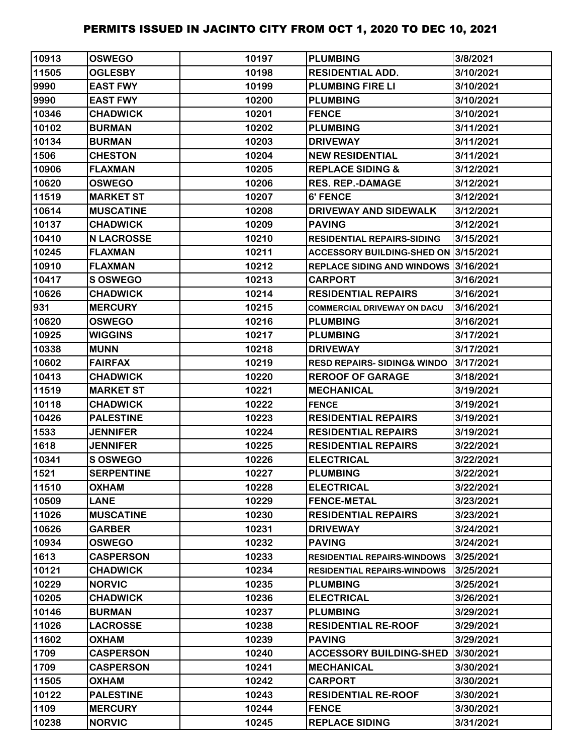# PERMITS ISSUED IN JACINTO CITY FROM OCT 1, 2020 TO DEC 10, 2021

| | | | | | |
|---|---|---|---|---|---|
| 10913 | OSWEGO | | 10197 | PLUMBING | 3/8/2021 |
| 11505 | OGLESBY | | 10198 | RESIDENTIAL ADD. | 3/10/2021 |
| 9990 | EAST FWY | | 10199 | PLUMBING FIRE LI | 3/10/2021 |
| 9990 | EAST FWY | | 10200 | PLUMBING | 3/10/2021 |
| 10346 | CHADWICK | | 10201 | FENCE | 3/10/2021 |
| 10102 | BURMAN | | 10202 | PLUMBING | 3/11/2021 |
| 10134 | BURMAN | | 10203 | DRIVEWAY | 3/11/2021 |
| 1506 | CHESTON | | 10204 | NEW RESIDENTIAL | 3/11/2021 |
| 10906 | FLAXMAN | | 10205 | REPLACE SIDING & | 3/12/2021 |
| 10620 | OSWEGO | | 10206 | RES. REP.-DAMAGE | 3/12/2021 |
| 11519 | MARKET ST | | 10207 | 6' FENCE | 3/12/2021 |
| 10614 | MUSCATINE | | 10208 | DRIVEWAY AND SIDEWALK | 3/12/2021 |
| 10137 | CHADWICK | | 10209 | PAVING | 3/12/2021 |
| 10410 | N LACROSSE | | 10210 | RESIDENTIAL REPAIRS-SIDING | 3/15/2021 |
| 10245 | FLAXMAN | | 10211 | ACCESSORY BUILDING-SHED ON | 3/15/2021 |
| 10910 | FLAXMAN | | 10212 | REPLACE SIDING AND WINDOWS | 3/16/2021 |
| 10417 | S OSWEGO | | 10213 | CARPORT | 3/16/2021 |
| 10626 | CHADWICK | | 10214 | RESIDENTIAL REPAIRS | 3/16/2021 |
| 931 | MERCURY | | 10215 | COMMERCIAL DRIVEWAY ON DACU | 3/16/2021 |
| 10620 | OSWEGO | | 10216 | PLUMBING | 3/16/2021 |
| 10925 | WIGGINS | | 10217 | PLUMBING | 3/17/2021 |
| 10338 | MUNN | | 10218 | DRIVEWAY | 3/17/2021 |
| 10602 | FAIRFAX | | 10219 | RESD REPAIRS- SIDING& WINDO | 3/17/2021 |
| 10413 | CHADWICK | | 10220 | REROOF OF GARAGE | 3/18/2021 |
| 11519 | MARKET ST | | 10221 | MECHANICAL | 3/19/2021 |
| 10118 | CHADWICK | | 10222 | FENCE | 3/19/2021 |
| 10426 | PALESTINE | | 10223 | RESIDENTIAL REPAIRS | 3/19/2021 |
| 1533 | JENNIFER | | 10224 | RESIDENTIAL REPAIRS | 3/19/2021 |
| 1618 | JENNIFER | | 10225 | RESIDENTIAL REPAIRS | 3/22/2021 |
| 10341 | S OSWEGO | | 10226 | ELECTRICAL | 3/22/2021 |
| 1521 | SERPENTINE | | 10227 | PLUMBING | 3/22/2021 |
| 11510 | OXHAM | | 10228 | ELECTRICAL | 3/22/2021 |
| 10509 | LANE | | 10229 | FENCE-METAL | 3/23/2021 |
| 11026 | MUSCATINE | | 10230 | RESIDENTIAL REPAIRS | 3/23/2021 |
| 10626 | GARBER | | 10231 | DRIVEWAY | 3/24/2021 |
| 10934 | OSWEGO | | 10232 | PAVING | 3/24/2021 |
| 1613 | CASPERSON | | 10233 | RESIDENTIAL REPAIRS-WINDOWS | 3/25/2021 |
| 10121 | CHADWICK | | 10234 | RESIDENTIAL REPAIRS-WINDOWS | 3/25/2021 |
| 10229 | NORVIC | | 10235 | PLUMBING | 3/25/2021 |
| 10205 | CHADWICK | | 10236 | ELECTRICAL | 3/26/2021 |
| 10146 | BURMAN | | 10237 | PLUMBING | 3/29/2021 |
| 11026 | LACROSSE | | 10238 | RESIDENTIAL RE-ROOF | 3/29/2021 |
| 11602 | OXHAM | | 10239 | PAVING | 3/29/2021 |
| 1709 | CASPERSON | | 10240 | ACCESSORY BUILDING-SHED | 3/30/2021 |
| 1709 | CASPERSON | | 10241 | MECHANICAL | 3/30/2021 |
| 11505 | OXHAM | | 10242 | CARPORT | 3/30/2021 |
| 10122 | PALESTINE | | 10243 | RESIDENTIAL RE-ROOF | 3/30/2021 |
| 1109 | MERCURY | | 10244 | FENCE | 3/30/2021 |
| 10238 | NORVIC | | 10245 | REPLACE SIDING | 3/31/2021 |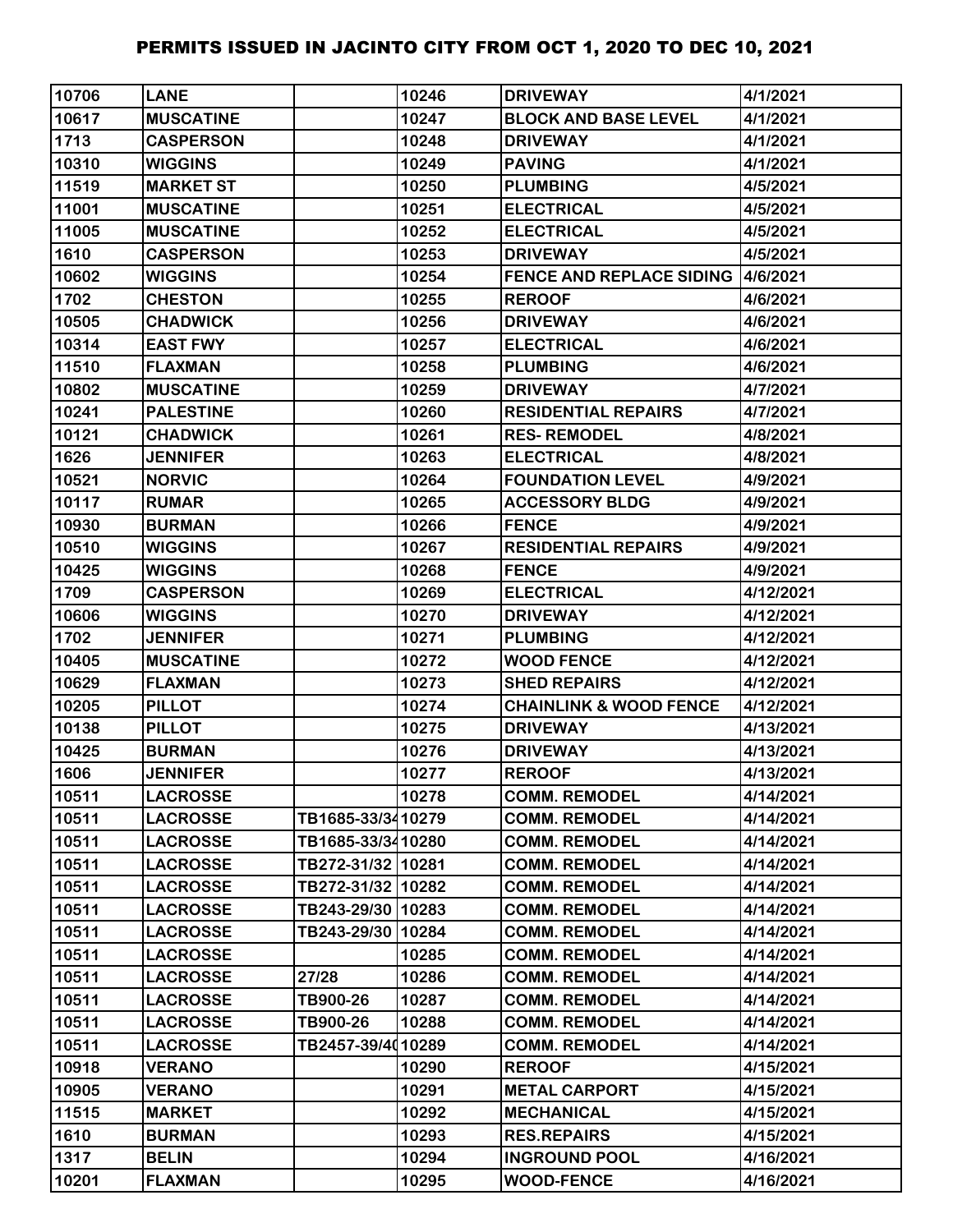# PERMITS ISSUED IN JACINTO CITY FROM OCT 1, 2020 TO DEC 10, 2021

| | | | | | |
|---|---|---|---|---|---|
| 10706 | LANE | | 10246 | DRIVEWAY | 4/1/2021 |
| 10617 | MUSCATINE | | 10247 | BLOCK AND BASE LEVEL | 4/1/2021 |
| 1713 | CASPERSON | | 10248 | DRIVEWAY | 4/1/2021 |
| 10310 | WIGGINS | | 10249 | PAVING | 4/1/2021 |
| 11519 | MARKET ST | | 10250 | PLUMBING | 4/5/2021 |
| 11001 | MUSCATINE | | 10251 | ELECTRICAL | 4/5/2021 |
| 11005 | MUSCATINE | | 10252 | ELECTRICAL | 4/5/2021 |
| 1610 | CASPERSON | | 10253 | DRIVEWAY | 4/5/2021 |
| 10602 | WIGGINS | | 10254 | FENCE AND REPLACE SIDING | 4/6/2021 |
| 1702 | CHESTON | | 10255 | REROOF | 4/6/2021 |
| 10505 | CHADWICK | | 10256 | DRIVEWAY | 4/6/2021 |
| 10314 | EAST FWY | | 10257 | ELECTRICAL | 4/6/2021 |
| 11510 | FLAXMAN | | 10258 | PLUMBING | 4/6/2021 |
| 10802 | MUSCATINE | | 10259 | DRIVEWAY | 4/7/2021 |
| 10241 | PALESTINE | | 10260 | RESIDENTIAL REPAIRS | 4/7/2021 |
| 10121 | CHADWICK | | 10261 | RES- REMODEL | 4/8/2021 |
| 1626 | JENNIFER | | 10263 | ELECTRICAL | 4/8/2021 |
| 10521 | NORVIC | | 10264 | FOUNDATION LEVEL | 4/9/2021 |
| 10117 | RUMAR | | 10265 | ACCESSORY BLDG | 4/9/2021 |
| 10930 | BURMAN | | 10266 | FENCE | 4/9/2021 |
| 10510 | WIGGINS | | 10267 | RESIDENTIAL REPAIRS | 4/9/2021 |
| 10425 | WIGGINS | | 10268 | FENCE | 4/9/2021 |
| 1709 | CASPERSON | | 10269 | ELECTRICAL | 4/12/2021 |
| 10606 | WIGGINS | | 10270 | DRIVEWAY | 4/12/2021 |
| 1702 | JENNIFER | | 10271 | PLUMBING | 4/12/2021 |
| 10405 | MUSCATINE | | 10272 | WOOD FENCE | 4/12/2021 |
| 10629 | FLAXMAN | | 10273 | SHED REPAIRS | 4/12/2021 |
| 10205 | PILLOT | | 10274 | CHAINLINK & WOOD FENCE | 4/12/2021 |
| 10138 | PILLOT | | 10275 | DRIVEWAY | 4/13/2021 |
| 10425 | BURMAN | | 10276 | DRIVEWAY | 4/13/2021 |
| 1606 | JENNIFER | | 10277 | REROOF | 4/13/2021 |
| 10511 | LACROSSE | | 10278 | COMM. REMODEL | 4/14/2021 |
| 10511 | LACROSSE | TB1685-33/34 | 10279 | COMM. REMODEL | 4/14/2021 |
| 10511 | LACROSSE | TB1685-33/34 | 10280 | COMM. REMODEL | 4/14/2021 |
| 10511 | LACROSSE | TB272-31/32 | 10281 | COMM. REMODEL | 4/14/2021 |
| 10511 | LACROSSE | TB272-31/32 | 10282 | COMM. REMODEL | 4/14/2021 |
| 10511 | LACROSSE | TB243-29/30 | 10283 | COMM. REMODEL | 4/14/2021 |
| 10511 | LACROSSE | TB243-29/30 | 10284 | COMM. REMODEL | 4/14/2021 |
| 10511 | LACROSSE | | 10285 | COMM. REMODEL | 4/14/2021 |
| 10511 | LACROSSE | 27/28 | 10286 | COMM. REMODEL | 4/14/2021 |
| 10511 | LACROSSE | TB900-26 | 10287 | COMM. REMODEL | 4/14/2021 |
| 10511 | LACROSSE | TB900-26 | 10288 | COMM. REMODEL | 4/14/2021 |
| 10511 | LACROSSE | TB2457-39/40 | 10289 | COMM. REMODEL | 4/14/2021 |
| 10918 | VERANO | | 10290 | REROOF | 4/15/2021 |
| 10905 | VERANO | | 10291 | METAL CARPORT | 4/15/2021 |
| 11515 | MARKET | | 10292 | MECHANICAL | 4/15/2021 |
| 1610 | BURMAN | | 10293 | RES.REPAIRS | 4/15/2021 |
| 1317 | BELIN | | 10294 | INGROUND POOL | 4/16/2021 |
| 10201 | FLAXMAN | | 10295 | WOOD-FENCE | 4/16/2021 |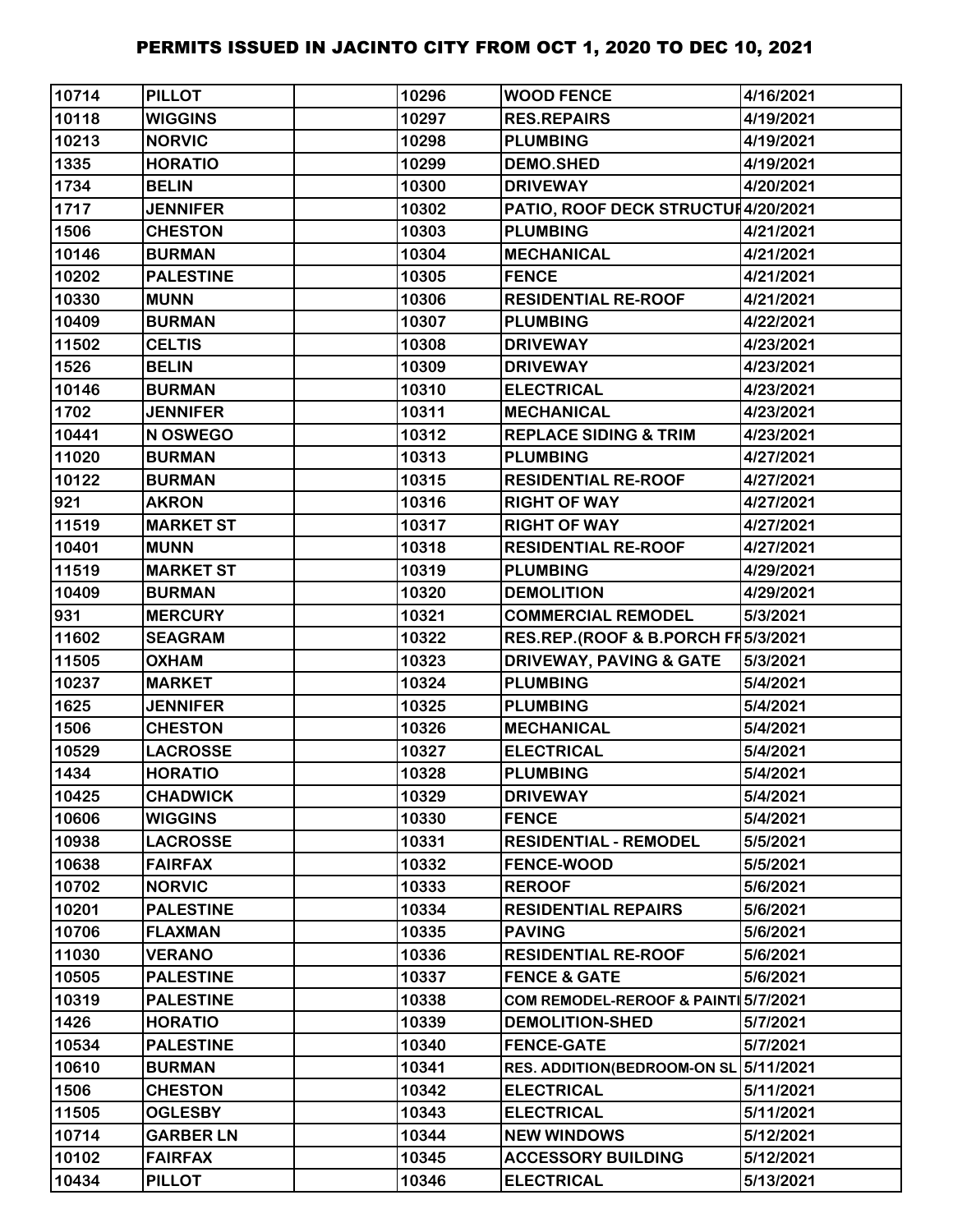# PERMITS ISSUED IN JACINTO CITY FROM OCT 1, 2020 TO DEC 10, 2021

| | | | | | |
|---|---|---|---|---|---|
| 10714 | PILLOT | | 10296 | WOOD FENCE | 4/16/2021 |
| 10118 | WIGGINS | | 10297 | RES.REPAIRS | 4/19/2021 |
| 10213 | NORVIC | | 10298 | PLUMBING | 4/19/2021 |
| 1335 | HORATIO | | 10299 | DEMO.SHED | 4/19/2021 |
| 1734 | BELIN | | 10300 | DRIVEWAY | 4/20/2021 |
| 1717 | JENNIFER | | 10302 | PATIO, ROOF DECK STRUCTUF | 4/20/2021 |
| 1506 | CHESTON | | 10303 | PLUMBING | 4/21/2021 |
| 10146 | BURMAN | | 10304 | MECHANICAL | 4/21/2021 |
| 10202 | PALESTINE | | 10305 | FENCE | 4/21/2021 |
| 10330 | MUNN | | 10306 | RESIDENTIAL RE-ROOF | 4/21/2021 |
| 10409 | BURMAN | | 10307 | PLUMBING | 4/22/2021 |
| 11502 | CELTIS | | 10308 | DRIVEWAY | 4/23/2021 |
| 1526 | BELIN | | 10309 | DRIVEWAY | 4/23/2021 |
| 10146 | BURMAN | | 10310 | ELECTRICAL | 4/23/2021 |
| 1702 | JENNIFER | | 10311 | MECHANICAL | 4/23/2021 |
| 10441 | N OSWEGO | | 10312 | REPLACE SIDING & TRIM | 4/23/2021 |
| 11020 | BURMAN | | 10313 | PLUMBING | 4/27/2021 |
| 10122 | BURMAN | | 10315 | RESIDENTIAL RE-ROOF | 4/27/2021 |
| 921 | AKRON | | 10316 | RIGHT OF WAY | 4/27/2021 |
| 11519 | MARKET ST | | 10317 | RIGHT OF WAY | 4/27/2021 |
| 10401 | MUNN | | 10318 | RESIDENTIAL RE-ROOF | 4/27/2021 |
| 11519 | MARKET ST | | 10319 | PLUMBING | 4/29/2021 |
| 10409 | BURMAN | | 10320 | DEMOLITION | 4/29/2021 |
| 931 | MERCURY | | 10321 | COMMERCIAL REMODEL | 5/3/2021 |
| 11602 | SEAGRAM | | 10322 | RES.REP.(ROOF & B.PORCH FF | 5/3/2021 |
| 11505 | OXHAM | | 10323 | DRIVEWAY, PAVING & GATE | 5/3/2021 |
| 10237 | MARKET | | 10324 | PLUMBING | 5/4/2021 |
| 1625 | JENNIFER | | 10325 | PLUMBING | 5/4/2021 |
| 1506 | CHESTON | | 10326 | MECHANICAL | 5/4/2021 |
| 10529 | LACROSSE | | 10327 | ELECTRICAL | 5/4/2021 |
| 1434 | HORATIO | | 10328 | PLUMBING | 5/4/2021 |
| 10425 | CHADWICK | | 10329 | DRIVEWAY | 5/4/2021 |
| 10606 | WIGGINS | | 10330 | FENCE | 5/4/2021 |
| 10938 | LACROSSE | | 10331 | RESIDENTIAL - REMODEL | 5/5/2021 |
| 10638 | FAIRFAX | | 10332 | FENCE-WOOD | 5/5/2021 |
| 10702 | NORVIC | | 10333 | REROOF | 5/6/2021 |
| 10201 | PALESTINE | | 10334 | RESIDENTIAL REPAIRS | 5/6/2021 |
| 10706 | FLAXMAN | | 10335 | PAVING | 5/6/2021 |
| 11030 | VERANO | | 10336 | RESIDENTIAL RE-ROOF | 5/6/2021 |
| 10505 | PALESTINE | | 10337 | FENCE & GATE | 5/6/2021 |
| 10319 | PALESTINE | | 10338 | COM REMODEL-REROOF & PAINTI | 5/7/2021 |
| 1426 | HORATIO | | 10339 | DEMOLITION-SHED | 5/7/2021 |
| 10534 | PALESTINE | | 10340 | FENCE-GATE | 5/7/2021 |
| 10610 | BURMAN | | 10341 | RES. ADDITION(BEDROOM-ON SL | 5/11/2021 |
| 1506 | CHESTON | | 10342 | ELECTRICAL | 5/11/2021 |
| 11505 | OGLESBY | | 10343 | ELECTRICAL | 5/11/2021 |
| 10714 | GARBER LN | | 10344 | NEW WINDOWS | 5/12/2021 |
| 10102 | FAIRFAX | | 10345 | ACCESSORY BUILDING | 5/12/2021 |
| 10434 | PILLOT | | 10346 | ELECTRICAL | 5/13/2021 |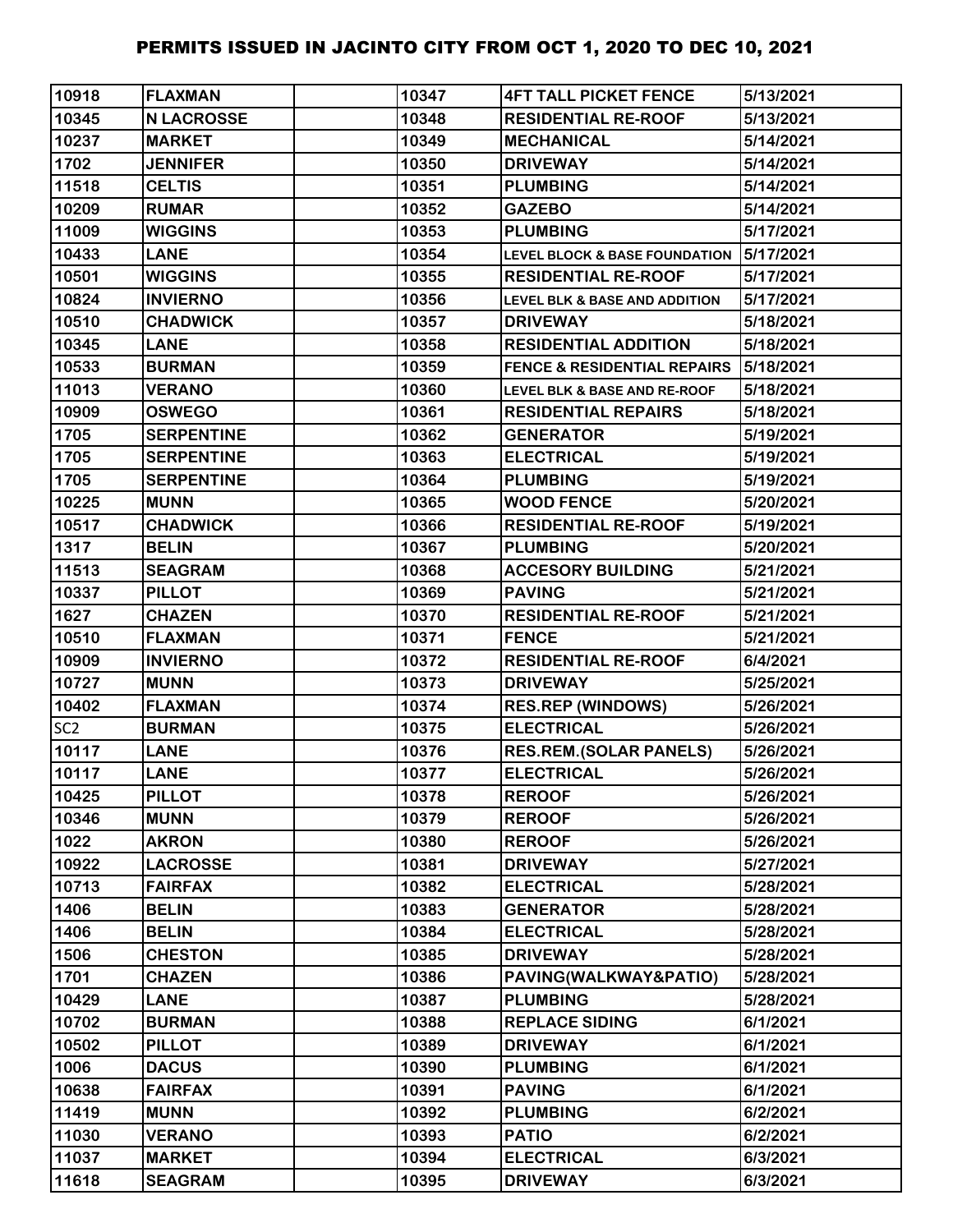# PERMITS ISSUED IN JACINTO CITY FROM OCT 1, 2020 TO DEC 10, 2021

| | | | | | |
|---|---|---|---|---|---|
| 10918 | FLAXMAN | | 10347 | 4FT TALL PICKET FENCE | 5/13/2021 |
| 10345 | N LACROSSE | | 10348 | RESIDENTIAL RE-ROOF | 5/13/2021 |
| 10237 | MARKET | | 10349 | MECHANICAL | 5/14/2021 |
| 1702 | JENNIFER | | 10350 | DRIVEWAY | 5/14/2021 |
| 11518 | CELTIS | | 10351 | PLUMBING | 5/14/2021 |
| 10209 | RUMAR | | 10352 | GAZEBO | 5/14/2021 |
| 11009 | WIGGINS | | 10353 | PLUMBING | 5/17/2021 |
| 10433 | LANE | | 10354 | LEVEL BLOCK & BASE FOUNDATION | 5/17/2021 |
| 10501 | WIGGINS | | 10355 | RESIDENTIAL RE-ROOF | 5/17/2021 |
| 10824 | INVIERNO | | 10356 | LEVEL BLK & BASE AND ADDITION | 5/17/2021 |
| 10510 | CHADWICK | | 10357 | DRIVEWAY | 5/18/2021 |
| 10345 | LANE | | 10358 | RESIDENTIAL ADDITION | 5/18/2021 |
| 10533 | BURMAN | | 10359 | FENCE & RESIDENTIAL REPAIRS | 5/18/2021 |
| 11013 | VERANO | | 10360 | LEVEL BLK & BASE AND RE-ROOF | 5/18/2021 |
| 10909 | OSWEGO | | 10361 | RESIDENTIAL REPAIRS | 5/18/2021 |
| 1705 | SERPENTINE | | 10362 | GENERATOR | 5/19/2021 |
| 1705 | SERPENTINE | | 10363 | ELECTRICAL | 5/19/2021 |
| 1705 | SERPENTINE | | 10364 | PLUMBING | 5/19/2021 |
| 10225 | MUNN | | 10365 | WOOD FENCE | 5/20/2021 |
| 10517 | CHADWICK | | 10366 | RESIDENTIAL RE-ROOF | 5/19/2021 |
| 1317 | BELIN | | 10367 | PLUMBING | 5/20/2021 |
| 11513 | SEAGRAM | | 10368 | ACCESORY BUILDING | 5/21/2021 |
| 10337 | PILLOT | | 10369 | PAVING | 5/21/2021 |
| 1627 | CHAZEN | | 10370 | RESIDENTIAL RE-ROOF | 5/21/2021 |
| 10510 | FLAXMAN | | 10371 | FENCE | 5/21/2021 |
| 10909 | INVIERNO | | 10372 | RESIDENTIAL RE-ROOF | 6/4/2021 |
| 10727 | MUNN | | 10373 | DRIVEWAY | 5/25/2021 |
| 10402 | FLAXMAN | | 10374 | RES.REP (WINDOWS) | 5/26/2021 |
| SC2 | BURMAN | | 10375 | ELECTRICAL | 5/26/2021 |
| 10117 | LANE | | 10376 | RES.REM.(SOLAR PANELS) | 5/26/2021 |
| 10117 | LANE | | 10377 | ELECTRICAL | 5/26/2021 |
| 10425 | PILLOT | | 10378 | REROOF | 5/26/2021 |
| 10346 | MUNN | | 10379 | REROOF | 5/26/2021 |
| 1022 | AKRON | | 10380 | REROOF | 5/26/2021 |
| 10922 | LACROSSE | | 10381 | DRIVEWAY | 5/27/2021 |
| 10713 | FAIRFAX | | 10382 | ELECTRICAL | 5/28/2021 |
| 1406 | BELIN | | 10383 | GENERATOR | 5/28/2021 |
| 1406 | BELIN | | 10384 | ELECTRICAL | 5/28/2021 |
| 1506 | CHESTON | | 10385 | DRIVEWAY | 5/28/2021 |
| 1701 | CHAZEN | | 10386 | PAVING(WALKWAY&PATIO) | 5/28/2021 |
| 10429 | LANE | | 10387 | PLUMBING | 5/28/2021 |
| 10702 | BURMAN | | 10388 | REPLACE SIDING | 6/1/2021 |
| 10502 | PILLOT | | 10389 | DRIVEWAY | 6/1/2021 |
| 1006 | DACUS | | 10390 | PLUMBING | 6/1/2021 |
| 10638 | FAIRFAX | | 10391 | PAVING | 6/1/2021 |
| 11419 | MUNN | | 10392 | PLUMBING | 6/2/2021 |
| 11030 | VERANO | | 10393 | PATIO | 6/2/2021 |
| 11037 | MARKET | | 10394 | ELECTRICAL | 6/3/2021 |
| 11618 | SEAGRAM | | 10395 | DRIVEWAY | 6/3/2021 |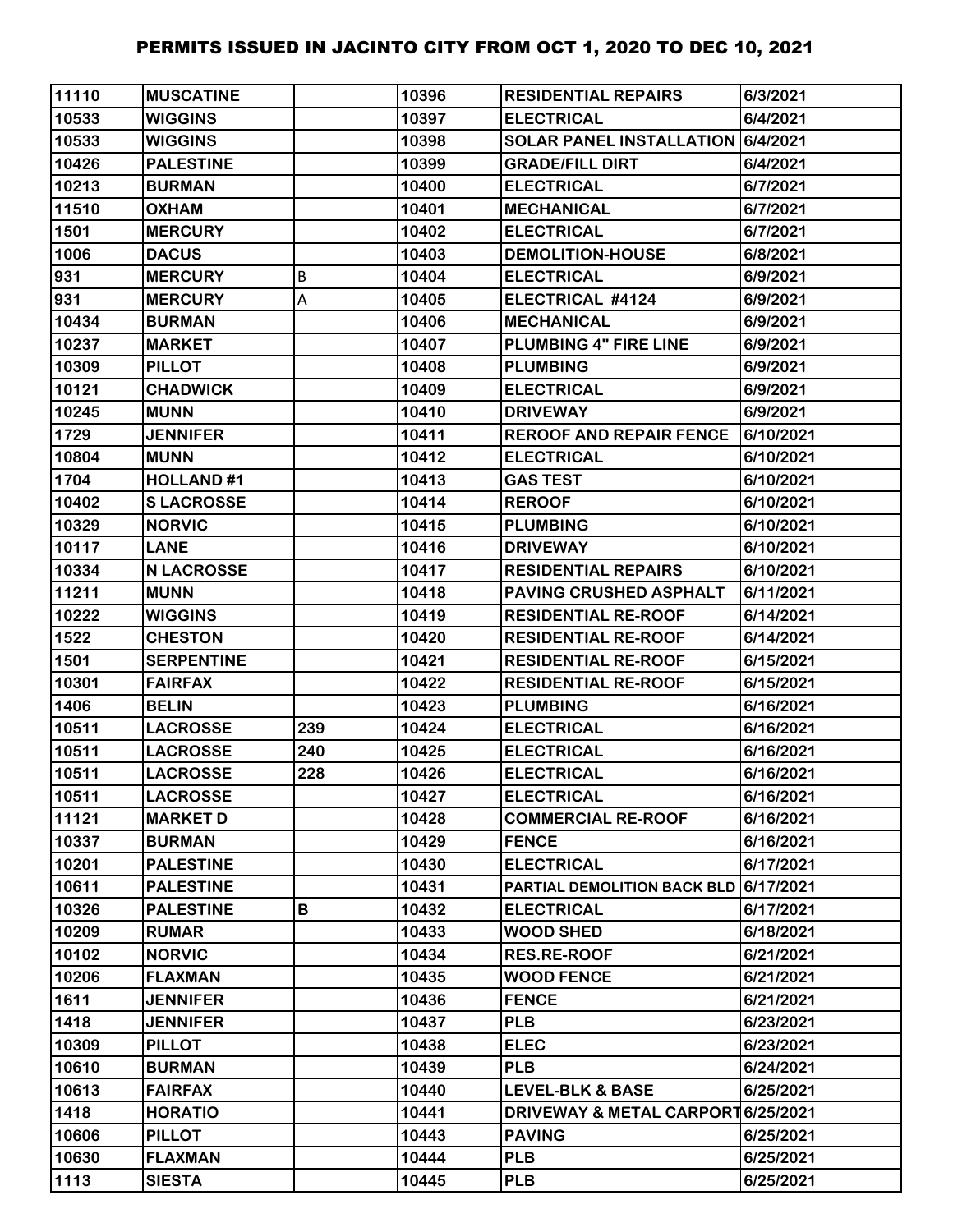# PERMITS ISSUED IN JACINTO CITY FROM OCT 1, 2020 TO DEC 10, 2021

| | | | | | |
|---|---|---|---|---|---|
| 11110 | MUSCATINE | | 10396 | RESIDENTIAL REPAIRS | 6/3/2021 |
| 10533 | WIGGINS | | 10397 | ELECTRICAL | 6/4/2021 |
| 10533 | WIGGINS | | 10398 | SOLAR PANEL INSTALLATION | 6/4/2021 |
| 10426 | PALESTINE | | 10399 | GRADE/FILL DIRT | 6/4/2021 |
| 10213 | BURMAN | | 10400 | ELECTRICAL | 6/7/2021 |
| 11510 | OXHAM | | 10401 | MECHANICAL | 6/7/2021 |
| 1501 | MERCURY | | 10402 | ELECTRICAL | 6/7/2021 |
| 1006 | DACUS | | 10403 | DEMOLITION-HOUSE | 6/8/2021 |
| 931 | MERCURY | B | 10404 | ELECTRICAL | 6/9/2021 |
| 931 | MERCURY | A | 10405 | ELECTRICAL #4124 | 6/9/2021 |
| 10434 | BURMAN | | 10406 | MECHANICAL | 6/9/2021 |
| 10237 | MARKET | | 10407 | PLUMBING 4" FIRE LINE | 6/9/2021 |
| 10309 | PILLOT | | 10408 | PLUMBING | 6/9/2021 |
| 10121 | CHADWICK | | 10409 | ELECTRICAL | 6/9/2021 |
| 10245 | MUNN | | 10410 | DRIVEWAY | 6/9/2021 |
| 1729 | JENNIFER | | 10411 | REROOF AND REPAIR FENCE | 6/10/2021 |
| 10804 | MUNN | | 10412 | ELECTRICAL | 6/10/2021 |
| 1704 | HOLLAND #1 | | 10413 | GAS TEST | 6/10/2021 |
| 10402 | S LACROSSE | | 10414 | REROOF | 6/10/2021 |
| 10329 | NORVIC | | 10415 | PLUMBING | 6/10/2021 |
| 10117 | LANE | | 10416 | DRIVEWAY | 6/10/2021 |
| 10334 | N LACROSSE | | 10417 | RESIDENTIAL REPAIRS | 6/10/2021 |
| 11211 | MUNN | | 10418 | PAVING CRUSHED ASPHALT | 6/11/2021 |
| 10222 | WIGGINS | | 10419 | RESIDENTIAL RE-ROOF | 6/14/2021 |
| 1522 | CHESTON | | 10420 | RESIDENTIAL RE-ROOF | 6/14/2021 |
| 1501 | SERPENTINE | | 10421 | RESIDENTIAL RE-ROOF | 6/15/2021 |
| 10301 | FAIRFAX | | 10422 | RESIDENTIAL RE-ROOF | 6/15/2021 |
| 1406 | BELIN | | 10423 | PLUMBING | 6/16/2021 |
| 10511 | LACROSSE | 239 | 10424 | ELECTRICAL | 6/16/2021 |
| 10511 | LACROSSE | 240 | 10425 | ELECTRICAL | 6/16/2021 |
| 10511 | LACROSSE | 228 | 10426 | ELECTRICAL | 6/16/2021 |
| 10511 | LACROSSE | | 10427 | ELECTRICAL | 6/16/2021 |
| 11121 | MARKET D | | 10428 | COMMERCIAL RE-ROOF | 6/16/2021 |
| 10337 | BURMAN | | 10429 | FENCE | 6/16/2021 |
| 10201 | PALESTINE | | 10430 | ELECTRICAL | 6/17/2021 |
| 10611 | PALESTINE | | 10431 | PARTIAL DEMOLITION BACK BLD | 6/17/2021 |
| 10326 | PALESTINE | B | 10432 | ELECTRICAL | 6/17/2021 |
| 10209 | RUMAR | | 10433 | WOOD SHED | 6/18/2021 |
| 10102 | NORVIC | | 10434 | RES.RE-ROOF | 6/21/2021 |
| 10206 | FLAXMAN | | 10435 | WOOD FENCE | 6/21/2021 |
| 1611 | JENNIFER | | 10436 | FENCE | 6/21/2021 |
| 1418 | JENNIFER | | 10437 | PLB | 6/23/2021 |
| 10309 | PILLOT | | 10438 | ELEC | 6/23/2021 |
| 10610 | BURMAN | | 10439 | PLB | 6/24/2021 |
| 10613 | FAIRFAX | | 10440 | LEVEL-BLK & BASE | 6/25/2021 |
| 1418 | HORATIO | | 10441 | DRIVEWAY & METAL CARPORT | 6/25/2021 |
| 10606 | PILLOT | | 10443 | PAVING | 6/25/2021 |
| 10630 | FLAXMAN | | 10444 | PLB | 6/25/2021 |
| 1113 | SIESTA | | 10445 | PLB | 6/25/2021 |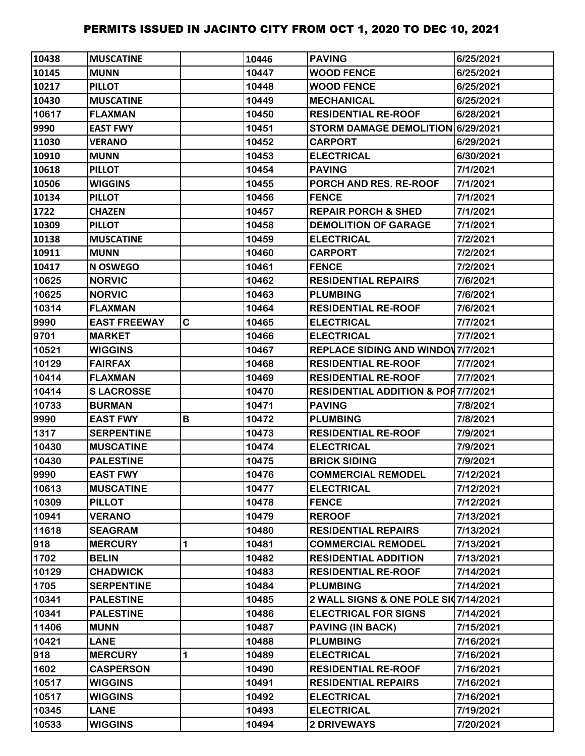# PERMITS ISSUED IN JACINTO CITY FROM OCT 1, 2020 TO DEC 10, 2021

| | | | | | |
|---|---|---|---|---|---|
| 10438 | MUSCATINE | | 10446 | PAVING | 6/25/2021 |
| 10145 | MUNN | | 10447 | WOOD FENCE | 6/25/2021 |
| 10217 | PILLOT | | 10448 | WOOD FENCE | 6/25/2021 |
| 10430 | MUSCATINE | | 10449 | MECHANICAL | 6/25/2021 |
| 10617 | FLAXMAN | | 10450 | RESIDENTIAL RE-ROOF | 6/28/2021 |
| 9990 | EAST FWY | | 10451 | STORM DAMAGE DEMOLITION | 6/29/2021 |
| 11030 | VERANO | | 10452 | CARPORT | 6/29/2021 |
| 10910 | MUNN | | 10453 | ELECTRICAL | 6/30/2021 |
| 10618 | PILLOT | | 10454 | PAVING | 7/1/2021 |
| 10506 | WIGGINS | | 10455 | PORCH AND RES. RE-ROOF | 7/1/2021 |
| 10134 | PILLOT | | 10456 | FENCE | 7/1/2021 |
| 1722 | CHAZEN | | 10457 | REPAIR PORCH & SHED | 7/1/2021 |
| 10309 | PILLOT | | 10458 | DEMOLITION OF GARAGE | 7/1/2021 |
| 10138 | MUSCATINE | | 10459 | ELECTRICAL | 7/2/2021 |
| 10911 | MUNN | | 10460 | CARPORT | 7/2/2021 |
| 10417 | N OSWEGO | | 10461 | FENCE | 7/2/2021 |
| 10625 | NORVIC | | 10462 | RESIDENTIAL REPAIRS | 7/6/2021 |
| 10625 | NORVIC | | 10463 | PLUMBING | 7/6/2021 |
| 10314 | FLAXMAN | | 10464 | RESIDENTIAL RE-ROOF | 7/6/2021 |
| 9990 | EAST FREEWAY | C | 10465 | ELECTRICAL | 7/7/2021 |
| 9701 | MARKET | | 10466 | ELECTRICAL | 7/7/2021 |
| 10521 | WIGGINS | | 10467 | REPLACE SIDING AND WINDOV | 7/7/2021 |
| 10129 | FAIRFAX | | 10468 | RESIDENTIAL RE-ROOF | 7/7/2021 |
| 10414 | FLAXMAN | | 10469 | RESIDENTIAL RE-ROOF | 7/7/2021 |
| 10414 | S LACROSSE | | 10470 | RESIDENTIAL ADDITION & POR | 7/7/2021 |
| 10733 | BURMAN | | 10471 | PAVING | 7/8/2021 |
| 9990 | EAST FWY | B | 10472 | PLUMBING | 7/8/2021 |
| 1317 | SERPENTINE | | 10473 | RESIDENTIAL RE-ROOF | 7/9/2021 |
| 10430 | MUSCATINE | | 10474 | ELECTRICAL | 7/9/2021 |
| 10430 | PALESTINE | | 10475 | BRICK SIDING | 7/9/2021 |
| 9990 | EAST FWY | | 10476 | COMMERCIAL REMODEL | 7/12/2021 |
| 10613 | MUSCATINE | | 10477 | ELECTRICAL | 7/12/2021 |
| 10309 | PILLOT | | 10478 | FENCE | 7/12/2021 |
| 10941 | VERANO | | 10479 | REROOF | 7/13/2021 |
| 11618 | SEAGRAM | | 10480 | RESIDENTIAL REPAIRS | 7/13/2021 |
| 918 | MERCURY | 1 | 10481 | COMMERCIAL REMODEL | 7/13/2021 |
| 1702 | BELIN | | 10482 | RESIDENTIAL ADDITION | 7/13/2021 |
| 10129 | CHADWICK | | 10483 | RESIDENTIAL RE-ROOF | 7/14/2021 |
| 1705 | SERPENTINE | | 10484 | PLUMBING | 7/14/2021 |
| 10341 | PALESTINE | | 10485 | 2 WALL SIGNS & ONE POLE SI | 7/14/2021 |
| 10341 | PALESTINE | | 10486 | ELECTRICAL FOR SIGNS | 7/14/2021 |
| 11406 | MUNN | | 10487 | PAVING (IN BACK) | 7/15/2021 |
| 10421 | LANE | | 10488 | PLUMBING | 7/16/2021 |
| 918 | MERCURY | 1 | 10489 | ELECTRICAL | 7/16/2021 |
| 1602 | CASPERSON | | 10490 | RESIDENTIAL RE-ROOF | 7/16/2021 |
| 10517 | WIGGINS | | 10491 | RESIDENTIAL REPAIRS | 7/16/2021 |
| 10517 | WIGGINS | | 10492 | ELECTRICAL | 7/16/2021 |
| 10345 | LANE | | 10493 | ELECTRICAL | 7/19/2021 |
| 10533 | WIGGINS | | 10494 | 2 DRIVEWAYS | 7/20/2021 |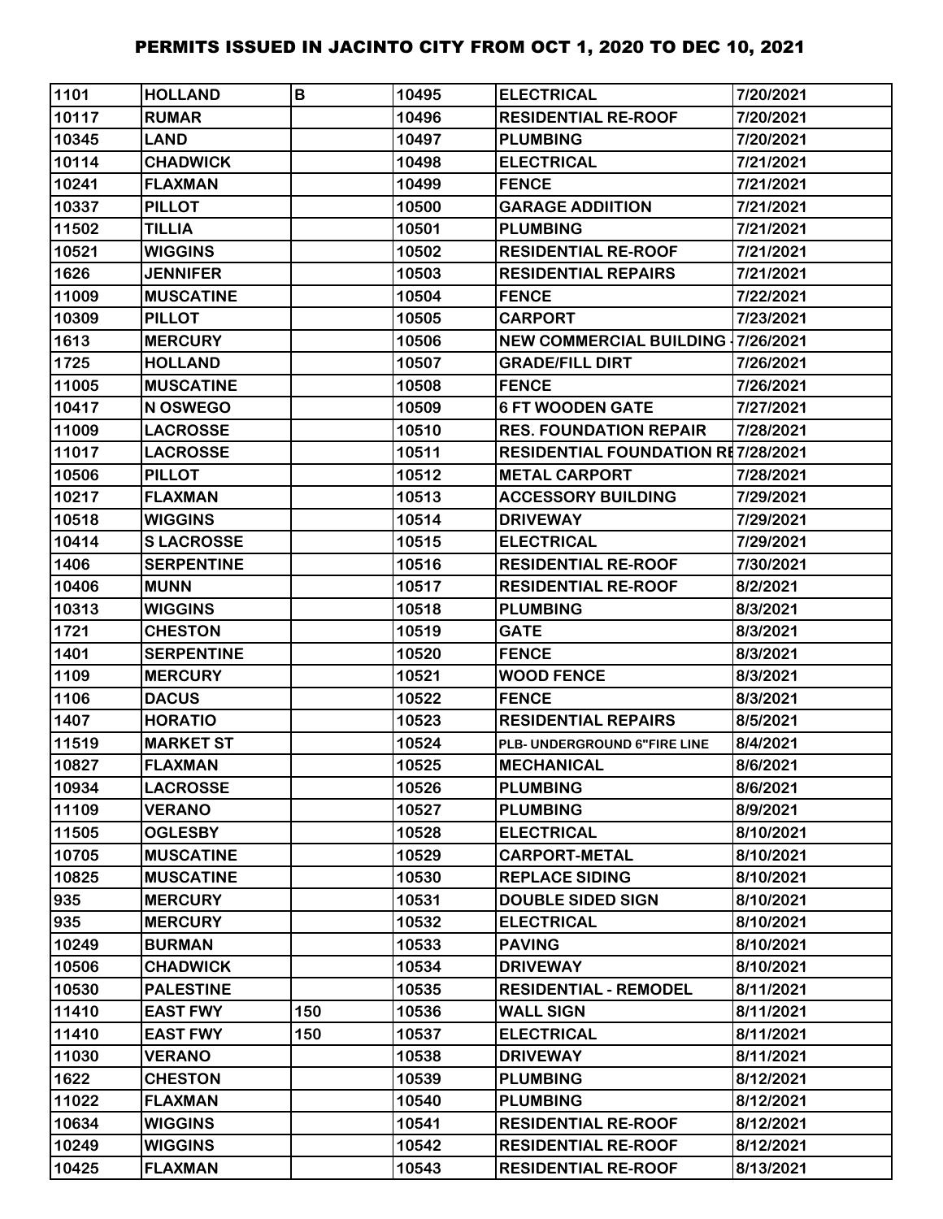# PERMITS ISSUED IN JACINTO CITY FROM OCT 1, 2020 TO DEC 10, 2021

| | | | | | |
|---|---|---|---|---|---|
| 1101 | HOLLAND | B | 10495 | ELECTRICAL | 7/20/2021 |
| 10117 | RUMAR | | 10496 | RESIDENTIAL RE-ROOF | 7/20/2021 |
| 10345 | LAND | | 10497 | PLUMBING | 7/20/2021 |
| 10114 | CHADWICK | | 10498 | ELECTRICAL | 7/21/2021 |
| 10241 | FLAXMAN | | 10499 | FENCE | 7/21/2021 |
| 10337 | PILLOT | | 10500 | GARAGE ADDIITION | 7/21/2021 |
| 11502 | TILLIA | | 10501 | PLUMBING | 7/21/2021 |
| 10521 | WIGGINS | | 10502 | RESIDENTIAL RE-ROOF | 7/21/2021 |
| 1626 | JENNIFER | | 10503 | RESIDENTIAL REPAIRS | 7/21/2021 |
| 11009 | MUSCATINE | | 10504 | FENCE | 7/22/2021 |
| 10309 | PILLOT | | 10505 | CARPORT | 7/23/2021 |
| 1613 | MERCURY | | 10506 | NEW COMMERCIAL BUILDING - | 7/26/2021 |
| 1725 | HOLLAND | | 10507 | GRADE/FILL DIRT | 7/26/2021 |
| 11005 | MUSCATINE | | 10508 | FENCE | 7/26/2021 |
| 10417 | N OSWEGO | | 10509 | 6 FT WOODEN GATE | 7/27/2021 |
| 11009 | LACROSSE | | 10510 | RES. FOUNDATION REPAIR | 7/28/2021 |
| 11017 | LACROSSE | | 10511 | RESIDENTIAL FOUNDATION RE | 7/28/2021 |
| 10506 | PILLOT | | 10512 | METAL CARPORT | 7/28/2021 |
| 10217 | FLAXMAN | | 10513 | ACCESSORY BUILDING | 7/29/2021 |
| 10518 | WIGGINS | | 10514 | DRIVEWAY | 7/29/2021 |
| 10414 | S LACROSSE | | 10515 | ELECTRICAL | 7/29/2021 |
| 1406 | SERPENTINE | | 10516 | RESIDENTIAL RE-ROOF | 7/30/2021 |
| 10406 | MUNN | | 10517 | RESIDENTIAL RE-ROOF | 8/2/2021 |
| 10313 | WIGGINS | | 10518 | PLUMBING | 8/3/2021 |
| 1721 | CHESTON | | 10519 | GATE | 8/3/2021 |
| 1401 | SERPENTINE | | 10520 | FENCE | 8/3/2021 |
| 1109 | MERCURY | | 10521 | WOOD FENCE | 8/3/2021 |
| 1106 | DACUS | | 10522 | FENCE | 8/3/2021 |
| 1407 | HORATIO | | 10523 | RESIDENTIAL REPAIRS | 8/5/2021 |
| 11519 | MARKET ST | | 10524 | PLB- UNDERGROUND 6"FIRE LINE | 8/4/2021 |
| 10827 | FLAXMAN | | 10525 | MECHANICAL | 8/6/2021 |
| 10934 | LACROSSE | | 10526 | PLUMBING | 8/6/2021 |
| 11109 | VERANO | | 10527 | PLUMBING | 8/9/2021 |
| 11505 | OGLESBY | | 10528 | ELECTRICAL | 8/10/2021 |
| 10705 | MUSCATINE | | 10529 | CARPORT-METAL | 8/10/2021 |
| 10825 | MUSCATINE | | 10530 | REPLACE SIDING | 8/10/2021 |
| 935 | MERCURY | | 10531 | DOUBLE SIDED SIGN | 8/10/2021 |
| 935 | MERCURY | | 10532 | ELECTRICAL | 8/10/2021 |
| 10249 | BURMAN | | 10533 | PAVING | 8/10/2021 |
| 10506 | CHADWICK | | 10534 | DRIVEWAY | 8/10/2021 |
| 10530 | PALESTINE | | 10535 | RESIDENTIAL - REMODEL | 8/11/2021 |
| 11410 | EAST FWY | 150 | 10536 | WALL SIGN | 8/11/2021 |
| 11410 | EAST FWY | 150 | 10537 | ELECTRICAL | 8/11/2021 |
| 11030 | VERANO | | 10538 | DRIVEWAY | 8/11/2021 |
| 1622 | CHESTON | | 10539 | PLUMBING | 8/12/2021 |
| 11022 | FLAXMAN | | 10540 | PLUMBING | 8/12/2021 |
| 10634 | WIGGINS | | 10541 | RESIDENTIAL RE-ROOF | 8/12/2021 |
| 10249 | WIGGINS | | 10542 | RESIDENTIAL RE-ROOF | 8/12/2021 |
| 10425 | FLAXMAN | | 10543 | RESIDENTIAL RE-ROOF | 8/13/2021 |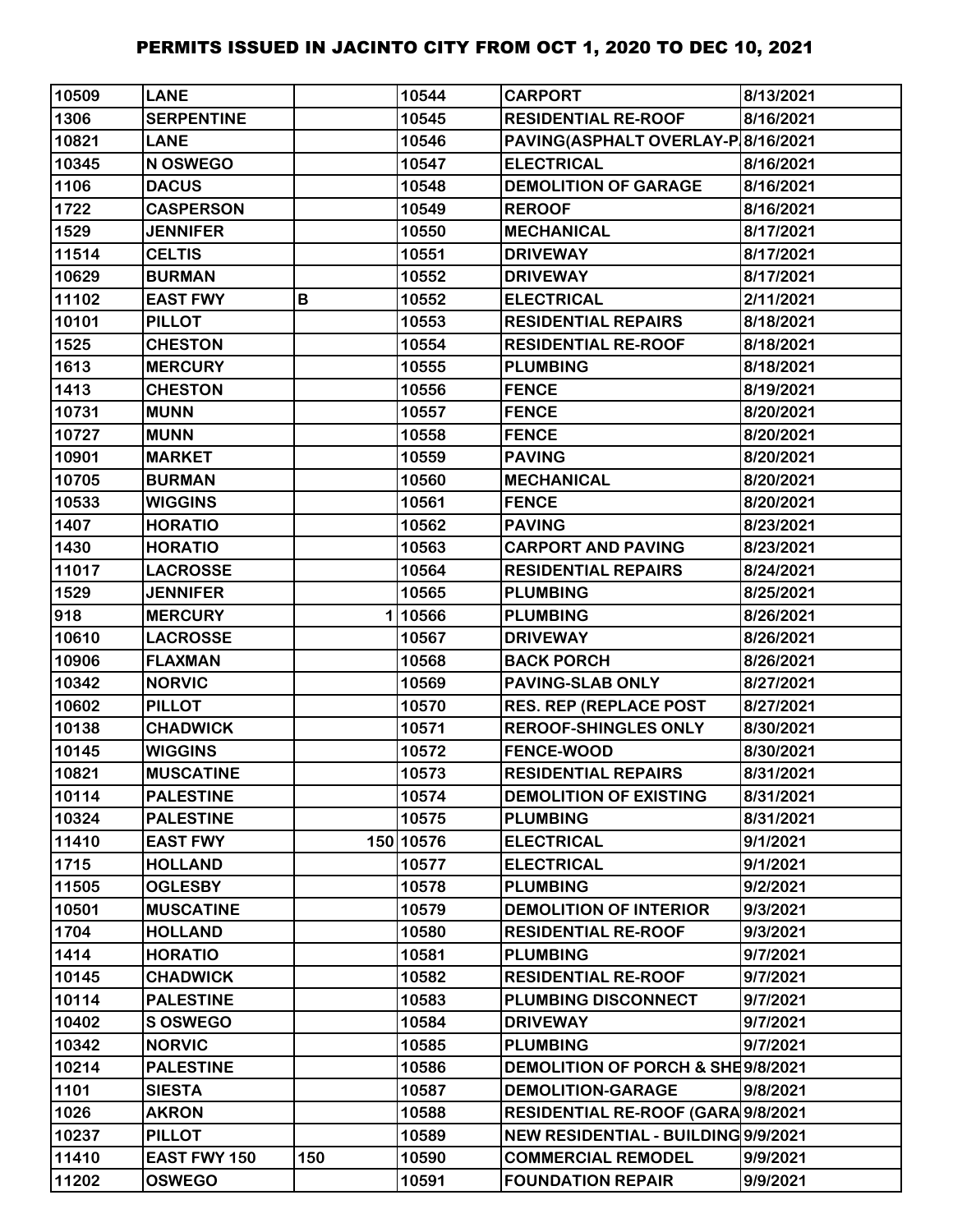# PERMITS ISSUED IN JACINTO CITY FROM OCT 1, 2020 TO DEC 10, 2021

| | | | | | |
|---|---|---|---|---|---|
| 10509 | LANE | | 10544 | CARPORT | 8/13/2021 |
| 1306 | SERPENTINE | | 10545 | RESIDENTIAL RE-ROOF | 8/16/2021 |
| 10821 | LANE | | 10546 | PAVING(ASPHALT OVERLAY-P | 8/16/2021 |
| 10345 | N OSWEGO | | 10547 | ELECTRICAL | 8/16/2021 |
| 1106 | DACUS | | 10548 | DEMOLITION OF GARAGE | 8/16/2021 |
| 1722 | CASPERSON | | 10549 | REROOF | 8/16/2021 |
| 1529 | JENNIFER | | 10550 | MECHANICAL | 8/17/2021 |
| 11514 | CELTIS | | 10551 | DRIVEWAY | 8/17/2021 |
| 10629 | BURMAN | | 10552 | DRIVEWAY | 8/17/2021 |
| 11102 | EAST FWY | B | 10552 | ELECTRICAL | 2/11/2021 |
| 10101 | PILLOT | | 10553 | RESIDENTIAL REPAIRS | 8/18/2021 |
| 1525 | CHESTON | | 10554 | RESIDENTIAL RE-ROOF | 8/18/2021 |
| 1613 | MERCURY | | 10555 | PLUMBING | 8/18/2021 |
| 1413 | CHESTON | | 10556 | FENCE | 8/19/2021 |
| 10731 | MUNN | | 10557 | FENCE | 8/20/2021 |
| 10727 | MUNN | | 10558 | FENCE | 8/20/2021 |
| 10901 | MARKET | | 10559 | PAVING | 8/20/2021 |
| 10705 | BURMAN | | 10560 | MECHANICAL | 8/20/2021 |
| 10533 | WIGGINS | | 10561 | FENCE | 8/20/2021 |
| 1407 | HORATIO | | 10562 | PAVING | 8/23/2021 |
| 1430 | HORATIO | | 10563 | CARPORT AND PAVING | 8/23/2021 |
| 11017 | LACROSSE | | 10564 | RESIDENTIAL REPAIRS | 8/24/2021 |
| 1529 | JENNIFER | | 10565 | PLUMBING | 8/25/2021 |
| 918 | MERCURY | 1 | 10566 | PLUMBING | 8/26/2021 |
| 10610 | LACROSSE | | 10567 | DRIVEWAY | 8/26/2021 |
| 10906 | FLAXMAN | | 10568 | BACK PORCH | 8/26/2021 |
| 10342 | NORVIC | | 10569 | PAVING-SLAB ONLY | 8/27/2021 |
| 10602 | PILLOT | | 10570 | RES. REP (REPLACE POST | 8/27/2021 |
| 10138 | CHADWICK | | 10571 | REROOF-SHINGLES ONLY | 8/30/2021 |
| 10145 | WIGGINS | | 10572 | FENCE-WOOD | 8/30/2021 |
| 10821 | MUSCATINE | | 10573 | RESIDENTIAL REPAIRS | 8/31/2021 |
| 10114 | PALESTINE | | 10574 | DEMOLITION OF EXISTING | 8/31/2021 |
| 10324 | PALESTINE | | 10575 | PLUMBING | 8/31/2021 |
| 11410 | EAST FWY | 150 | 10576 | ELECTRICAL | 9/1/2021 |
| 1715 | HOLLAND | | 10577 | ELECTRICAL | 9/1/2021 |
| 11505 | OGLESBY | | 10578 | PLUMBING | 9/2/2021 |
| 10501 | MUSCATINE | | 10579 | DEMOLITION OF INTERIOR | 9/3/2021 |
| 1704 | HOLLAND | | 10580 | RESIDENTIAL RE-ROOF | 9/3/2021 |
| 1414 | HORATIO | | 10581 | PLUMBING | 9/7/2021 |
| 10145 | CHADWICK | | 10582 | RESIDENTIAL RE-ROOF | 9/7/2021 |
| 10114 | PALESTINE | | 10583 | PLUMBING DISCONNECT | 9/7/2021 |
| 10402 | S OSWEGO | | 10584 | DRIVEWAY | 9/7/2021 |
| 10342 | NORVIC | | 10585 | PLUMBING | 9/7/2021 |
| 10214 | PALESTINE | | 10586 | DEMOLITION OF PORCH & SHE | 9/8/2021 |
| 1101 | SIESTA | | 10587 | DEMOLITION-GARAGE | 9/8/2021 |
| 1026 | AKRON | | 10588 | RESIDENTIAL RE-ROOF (GARA | 9/8/2021 |
| 10237 | PILLOT | | 10589 | NEW RESIDENTIAL - BUILDING | 9/9/2021 |
| 11410 | EAST FWY 150 | 150 | 10590 | COMMERCIAL REMODEL | 9/9/2021 |
| 11202 | OSWEGO | | 10591 | FOUNDATION REPAIR | 9/9/2021 |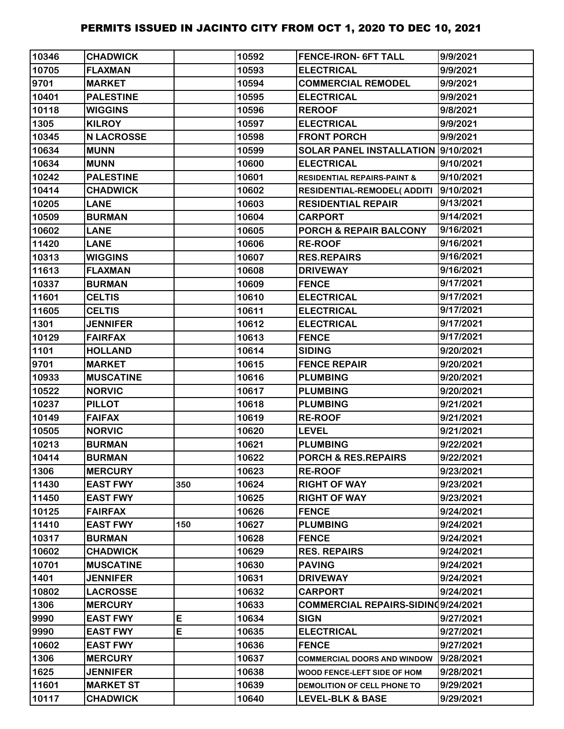| | | | | | |
|---|---|---|---|---|---|
| 10346 | CHADWICK | | 10592 | FENCE-IRON- 6FT TALL | 9/9/2021 |
| 10705 | FLAXMAN | | 10593 | ELECTRICAL | 9/9/2021 |
| 9701 | MARKET | | 10594 | COMMERCIAL REMODEL | 9/9/2021 |
| 10401 | PALESTINE | | 10595 | ELECTRICAL | 9/9/2021 |
| 10118 | WIGGINS | | 10596 | REROOF | 9/8/2021 |
| 1305 | KILROY | | 10597 | ELECTRICAL | 9/9/2021 |
| 10345 | N LACROSSE | | 10598 | FRONT PORCH | 9/9/2021 |
| 10634 | MUNN | | 10599 | SOLAR PANEL INSTALLATION | 9/10/2021 |
| 10634 | MUNN | | 10600 | ELECTRICAL | 9/10/2021 |
| 10242 | PALESTINE | | 10601 | RESIDENTIAL REPAIRS-PAINT & | 9/10/2021 |
| 10414 | CHADWICK | | 10602 | RESIDENTIAL-REMODEL( ADDITI | 9/10/2021 |
| 10205 | LANE | | 10603 | RESIDENTIAL REPAIR | 9/13/2021 |
| 10509 | BURMAN | | 10604 | CARPORT | 9/14/2021 |
| 10602 | LANE | | 10605 | PORCH & REPAIR BALCONY | 9/16/2021 |
| 11420 | LANE | | 10606 | RE-ROOF | 9/16/2021 |
| 10313 | WIGGINS | | 10607 | RES.REPAIRS | 9/16/2021 |
| 11613 | FLAXMAN | | 10608 | DRIVEWAY | 9/16/2021 |
| 10337 | BURMAN | | 10609 | FENCE | 9/17/2021 |
| 11601 | CELTIS | | 10610 | ELECTRICAL | 9/17/2021 |
| 11605 | CELTIS | | 10611 | ELECTRICAL | 9/17/2021 |
| 1301 | JENNIFER | | 10612 | ELECTRICAL | 9/17/2021 |
| 10129 | FAIRFAX | | 10613 | FENCE | 9/17/2021 |
| 1101 | HOLLAND | | 10614 | SIDING | 9/20/2021 |
| 9701 | MARKET | | 10615 | FENCE REPAIR | 9/20/2021 |
| 10933 | MUSCATINE | | 10616 | PLUMBING | 9/20/2021 |
| 10522 | NORVIC | | 10617 | PLUMBING | 9/20/2021 |
| 10237 | PILLOT | | 10618 | PLUMBING | 9/21/2021 |
| 10149 | FAIFAX | | 10619 | RE-ROOF | 9/21/2021 |
| 10505 | NORVIC | | 10620 | LEVEL | 9/21/2021 |
| 10213 | BURMAN | | 10621 | PLUMBING | 9/22/2021 |
| 10414 | BURMAN | | 10622 | PORCH & RES.REPAIRS | 9/22/2021 |
| 1306 | MERCURY | | 10623 | RE-ROOF | 9/23/2021 |
| 11430 | EAST FWY | 350 | 10624 | RIGHT OF WAY | 9/23/2021 |
| 11450 | EAST FWY | | 10625 | RIGHT OF WAY | 9/23/2021 |
| 10125 | FAIRFAX | | 10626 | FENCE | 9/24/2021 |
| 11410 | EAST FWY | 150 | 10627 | PLUMBING | 9/24/2021 |
| 10317 | BURMAN | | 10628 | FENCE | 9/24/2021 |
| 10602 | CHADWICK | | 10629 | RES. REPAIRS | 9/24/2021 |
| 10701 | MUSCATINE | | 10630 | PAVING | 9/24/2021 |
| 1401 | JENNIFER | | 10631 | DRIVEWAY | 9/24/2021 |
| 10802 | LACROSSE | | 10632 | CARPORT | 9/24/2021 |
| 1306 | MERCURY | | 10633 | COMMERCIAL REPAIRS-SIDING | 9/24/2021 |
| 9990 | EAST FWY | E | 10634 | SIGN | 9/27/2021 |
| 9990 | EAST FWY | E | 10635 | ELECTRICAL | 9/27/2021 |
| 10602 | EAST FWY | | 10636 | FENCE | 9/27/2021 |
| 1306 | MERCURY | | 10637 | COMMERCIAL DOORS AND WINDOW | 9/28/2021 |
| 1625 | JENNIFER | | 10638 | WOOD FENCE-LEFT SIDE OF HOM | 9/28/2021 |
| 11601 | MARKET ST | | 10639 | DEMOLITION OF CELL PHONE TO | 9/29/2021 |
| 10117 | CHADWICK | | 10640 | LEVEL-BLK & BASE | 9/29/2021 |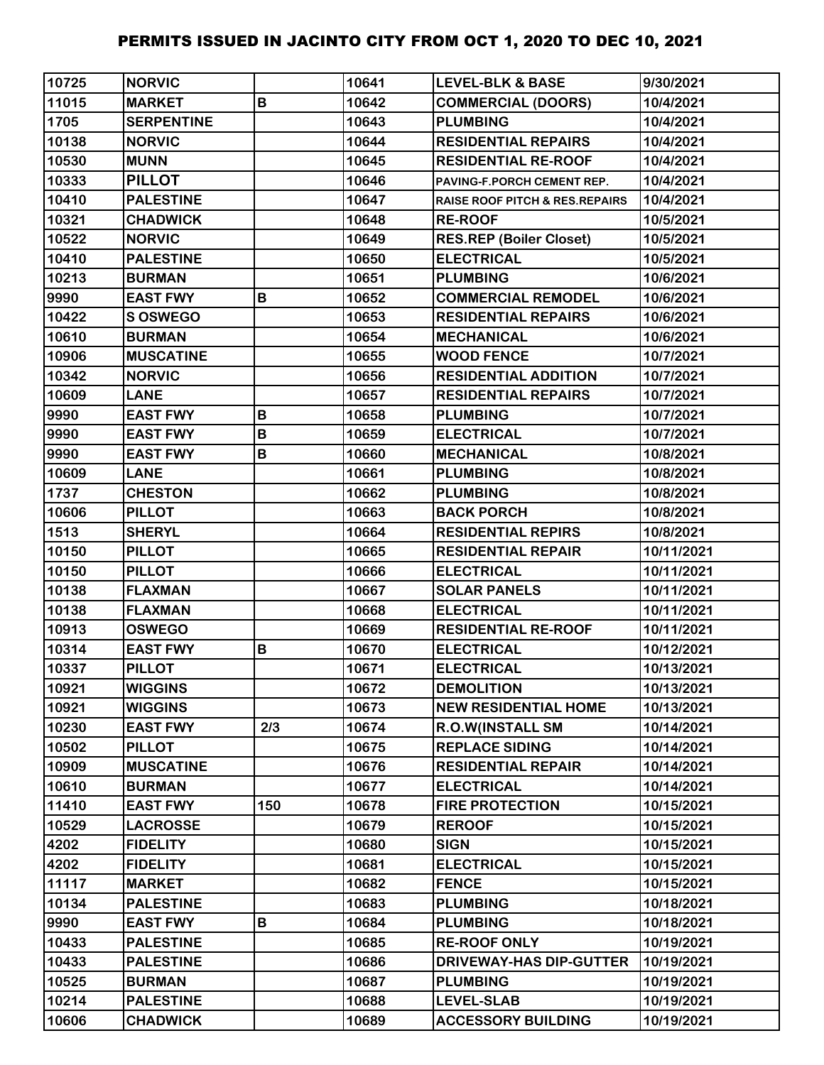# PERMITS ISSUED IN JACINTO CITY FROM OCT 1, 2020 TO DEC 10, 2021

| | | | | | |
|---|---|---|---|---|---|
| 10725 | NORVIC | | 10641 | LEVEL-BLK & BASE | 9/30/2021 |
| 11015 | MARKET | B | 10642 | COMMERCIAL (DOORS) | 10/4/2021 |
| 1705 | SERPENTINE | | 10643 | PLUMBING | 10/4/2021 |
| 10138 | NORVIC | | 10644 | RESIDENTIAL REPAIRS | 10/4/2021 |
| 10530 | MUNN | | 10645 | RESIDENTIAL RE-ROOF | 10/4/2021 |
| 10333 | PILLOT | | 10646 | PAVING-F.PORCH CEMENT REP. | 10/4/2021 |
| 10410 | PALESTINE | | 10647 | RAISE ROOF PITCH & RES.REPAIRS | 10/4/2021 |
| 10321 | CHADWICK | | 10648 | RE-ROOF | 10/5/2021 |
| 10522 | NORVIC | | 10649 | RES.REP (Boiler Closet) | 10/5/2021 |
| 10410 | PALESTINE | | 10650 | ELECTRICAL | 10/5/2021 |
| 10213 | BURMAN | | 10651 | PLUMBING | 10/6/2021 |
| 9990 | EAST FWY | B | 10652 | COMMERCIAL REMODEL | 10/6/2021 |
| 10422 | S OSWEGO | | 10653 | RESIDENTIAL REPAIRS | 10/6/2021 |
| 10610 | BURMAN | | 10654 | MECHANICAL | 10/6/2021 |
| 10906 | MUSCATINE | | 10655 | WOOD FENCE | 10/7/2021 |
| 10342 | NORVIC | | 10656 | RESIDENTIAL ADDITION | 10/7/2021 |
| 10609 | LANE | | 10657 | RESIDENTIAL REPAIRS | 10/7/2021 |
| 9990 | EAST FWY | B | 10658 | PLUMBING | 10/7/2021 |
| 9990 | EAST FWY | B | 10659 | ELECTRICAL | 10/7/2021 |
| 9990 | EAST FWY | B | 10660 | MECHANICAL | 10/8/2021 |
| 10609 | LANE | | 10661 | PLUMBING | 10/8/2021 |
| 1737 | CHESTON | | 10662 | PLUMBING | 10/8/2021 |
| 10606 | PILLOT | | 10663 | BACK PORCH | 10/8/2021 |
| 1513 | SHERYL | | 10664 | RESIDENTIAL REPIRS | 10/8/2021 |
| 10150 | PILLOT | | 10665 | RESIDENTIAL REPAIR | 10/11/2021 |
| 10150 | PILLOT | | 10666 | ELECTRICAL | 10/11/2021 |
| 10138 | FLAXMAN | | 10667 | SOLAR PANELS | 10/11/2021 |
| 10138 | FLAXMAN | | 10668 | ELECTRICAL | 10/11/2021 |
| 10913 | OSWEGO | | 10669 | RESIDENTIAL RE-ROOF | 10/11/2021 |
| 10314 | EAST FWY | B | 10670 | ELECTRICAL | 10/12/2021 |
| 10337 | PILLOT | | 10671 | ELECTRICAL | 10/13/2021 |
| 10921 | WIGGINS | | 10672 | DEMOLITION | 10/13/2021 |
| 10921 | WIGGINS | | 10673 | NEW RESIDENTIAL HOME | 10/13/2021 |
| 10230 | EAST FWY | 2/3 | 10674 | R.O.W(INSTALL SM | 10/14/2021 |
| 10502 | PILLOT | | 10675 | REPLACE SIDING | 10/14/2021 |
| 10909 | MUSCATINE | | 10676 | RESIDENTIAL REPAIR | 10/14/2021 |
| 10610 | BURMAN | | 10677 | ELECTRICAL | 10/14/2021 |
| 11410 | EAST FWY | 150 | 10678 | FIRE PROTECTION | 10/15/2021 |
| 10529 | LACROSSE | | 10679 | REROOF | 10/15/2021 |
| 4202 | FIDELITY | | 10680 | SIGN | 10/15/2021 |
| 4202 | FIDELITY | | 10681 | ELECTRICAL | 10/15/2021 |
| 11117 | MARKET | | 10682 | FENCE | 10/15/2021 |
| 10134 | PALESTINE | | 10683 | PLUMBING | 10/18/2021 |
| 9990 | EAST FWY | B | 10684 | PLUMBING | 10/18/2021 |
| 10433 | PALESTINE | | 10685 | RE-ROOF ONLY | 10/19/2021 |
| 10433 | PALESTINE | | 10686 | DRIVEWAY-HAS DIP-GUTTER | 10/19/2021 |
| 10525 | BURMAN | | 10687 | PLUMBING | 10/19/2021 |
| 10214 | PALESTINE | | 10688 | LEVEL-SLAB | 10/19/2021 |
| 10606 | CHADWICK | | 10689 | ACCESSORY BUILDING | 10/19/2021 |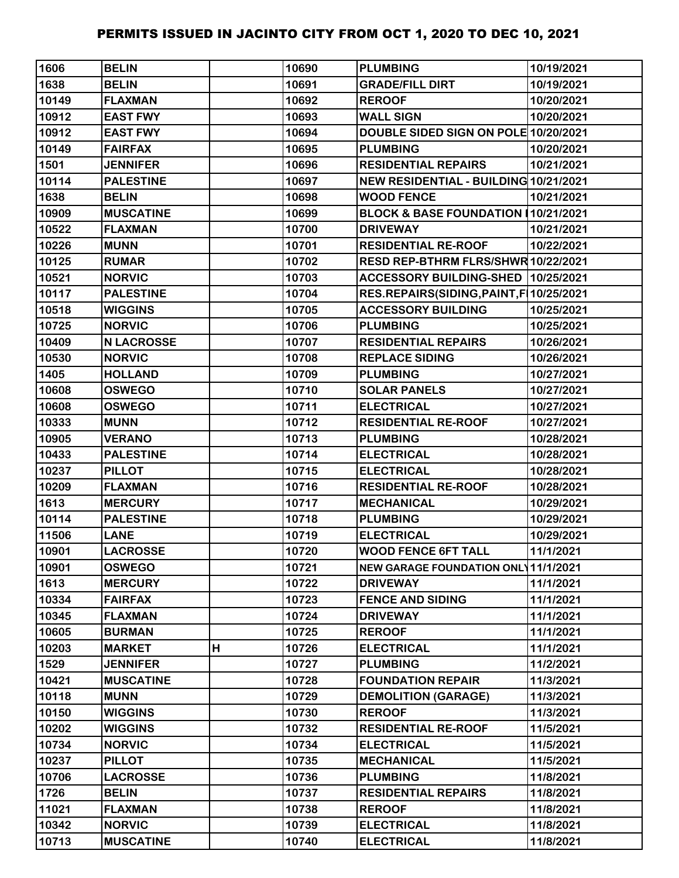# PERMITS ISSUED IN JACINTO CITY FROM OCT 1, 2020 TO DEC 10, 2021

| | | | | | |
|---|---|---|---|---|---|
| 1606 | BELIN | | 10690 | PLUMBING | 10/19/2021 |
| 1638 | BELIN | | 10691 | GRADE/FILL DIRT | 10/19/2021 |
| 10149 | FLAXMAN | | 10692 | REROOF | 10/20/2021 |
| 10912 | EAST FWY | | 10693 | WALL SIGN | 10/20/2021 |
| 10912 | EAST FWY | | 10694 | DOUBLE SIDED SIGN ON POLE | 10/20/2021 |
| 10149 | FAIRFAX | | 10695 | PLUMBING | 10/20/2021 |
| 1501 | JENNIFER | | 10696 | RESIDENTIAL REPAIRS | 10/21/2021 |
| 10114 | PALESTINE | | 10697 | NEW RESIDENTIAL - BUILDING | 10/21/2021 |
| 1638 | BELIN | | 10698 | WOOD FENCE | 10/21/2021 |
| 10909 | MUSCATINE | | 10699 | BLOCK & BASE FOUNDATION I | 10/21/2021 |
| 10522 | FLAXMAN | | 10700 | DRIVEWAY | 10/21/2021 |
| 10226 | MUNN | | 10701 | RESIDENTIAL RE-ROOF | 10/22/2021 |
| 10125 | RUMAR | | 10702 | RESD REP-BTHRM FLRS/SHWR | 10/22/2021 |
| 10521 | NORVIC | | 10703 | ACCESSORY BUILDING-SHED | 10/25/2021 |
| 10117 | PALESTINE | | 10704 | RES.REPAIRS(SIDING,PAINT,F | 10/25/2021 |
| 10518 | WIGGINS | | 10705 | ACCESSORY BUILDING | 10/25/2021 |
| 10725 | NORVIC | | 10706 | PLUMBING | 10/25/2021 |
| 10409 | N LACROSSE | | 10707 | RESIDENTIAL REPAIRS | 10/26/2021 |
| 10530 | NORVIC | | 10708 | REPLACE SIDING | 10/26/2021 |
| 1405 | HOLLAND | | 10709 | PLUMBING | 10/27/2021 |
| 10608 | OSWEGO | | 10710 | SOLAR PANELS | 10/27/2021 |
| 10608 | OSWEGO | | 10711 | ELECTRICAL | 10/27/2021 |
| 10333 | MUNN | | 10712 | RESIDENTIAL RE-ROOF | 10/27/2021 |
| 10905 | VERANO | | 10713 | PLUMBING | 10/28/2021 |
| 10433 | PALESTINE | | 10714 | ELECTRICAL | 10/28/2021 |
| 10237 | PILLOT | | 10715 | ELECTRICAL | 10/28/2021 |
| 10209 | FLAXMAN | | 10716 | RESIDENTIAL RE-ROOF | 10/28/2021 |
| 1613 | MERCURY | | 10717 | MECHANICAL | 10/29/2021 |
| 10114 | PALESTINE | | 10718 | PLUMBING | 10/29/2021 |
| 11506 | LANE | | 10719 | ELECTRICAL | 10/29/2021 |
| 10901 | LACROSSE | | 10720 | WOOD FENCE 6FT TALL | 11/1/2021 |
| 10901 | OSWEGO | | 10721 | NEW GARAGE FOUNDATION ONLY | 11/1/2021 |
| 1613 | MERCURY | | 10722 | DRIVEWAY | 11/1/2021 |
| 10334 | FAIRFAX | | 10723 | FENCE AND SIDING | 11/1/2021 |
| 10345 | FLAXMAN | | 10724 | DRIVEWAY | 11/1/2021 |
| 10605 | BURMAN | | 10725 | REROOF | 11/1/2021 |
| 10203 | MARKET | H | 10726 | ELECTRICAL | 11/1/2021 |
| 1529 | JENNIFER | | 10727 | PLUMBING | 11/2/2021 |
| 10421 | MUSCATINE | | 10728 | FOUNDATION REPAIR | 11/3/2021 |
| 10118 | MUNN | | 10729 | DEMOLITION (GARAGE) | 11/3/2021 |
| 10150 | WIGGINS | | 10730 | REROOF | 11/3/2021 |
| 10202 | WIGGINS | | 10732 | RESIDENTIAL RE-ROOF | 11/5/2021 |
| 10734 | NORVIC | | 10734 | ELECTRICAL | 11/5/2021 |
| 10237 | PILLOT | | 10735 | MECHANICAL | 11/5/2021 |
| 10706 | LACROSSE | | 10736 | PLUMBING | 11/8/2021 |
| 1726 | BELIN | | 10737 | RESIDENTIAL REPAIRS | 11/8/2021 |
| 11021 | FLAXMAN | | 10738 | REROOF | 11/8/2021 |
| 10342 | NORVIC | | 10739 | ELECTRICAL | 11/8/2021 |
| 10713 | MUSCATINE | | 10740 | ELECTRICAL | 11/8/2021 |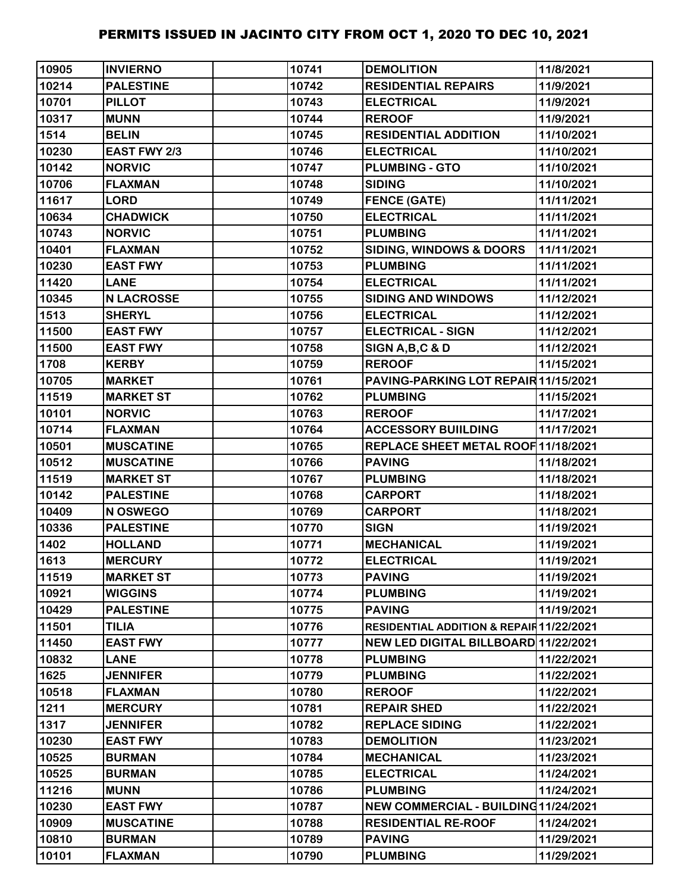# PERMITS ISSUED IN JACINTO CITY FROM OCT 1, 2020 TO DEC 10, 2021

| | | | | | |
|---|---|---|---|---|---|
| 10905 | INVIERNO | | 10741 | DEMOLITION | 11/8/2021 |
| 10214 | PALESTINE | | 10742 | RESIDENTIAL REPAIRS | 11/9/2021 |
| 10701 | PILLOT | | 10743 | ELECTRICAL | 11/9/2021 |
| 10317 | MUNN | | 10744 | REROOF | 11/9/2021 |
| 1514 | BELIN | | 10745 | RESIDENTIAL ADDITION | 11/10/2021 |
| 10230 | EAST FWY 2/3 | | 10746 | ELECTRICAL | 11/10/2021 |
| 10142 | NORVIC | | 10747 | PLUMBING - GTO | 11/10/2021 |
| 10706 | FLAXMAN | | 10748 | SIDING | 11/10/2021 |
| 11617 | LORD | | 10749 | FENCE (GATE) | 11/11/2021 |
| 10634 | CHADWICK | | 10750 | ELECTRICAL | 11/11/2021 |
| 10743 | NORVIC | | 10751 | PLUMBING | 11/11/2021 |
| 10401 | FLAXMAN | | 10752 | SIDING, WINDOWS & DOORS | 11/11/2021 |
| 10230 | EAST FWY | | 10753 | PLUMBING | 11/11/2021 |
| 11420 | LANE | | 10754 | ELECTRICAL | 11/11/2021 |
| 10345 | N LACROSSE | | 10755 | SIDING AND WINDOWS | 11/12/2021 |
| 1513 | SHERYL | | 10756 | ELECTRICAL | 11/12/2021 |
| 11500 | EAST FWY | | 10757 | ELECTRICAL - SIGN | 11/12/2021 |
| 11500 | EAST FWY | | 10758 | SIGN A,B,C & D | 11/12/2021 |
| 1708 | KERBY | | 10759 | REROOF | 11/15/2021 |
| 10705 | MARKET | | 10761 | PAVING-PARKING LOT REPAIR | 11/15/2021 |
| 11519 | MARKET ST | | 10762 | PLUMBING | 11/15/2021 |
| 10101 | NORVIC | | 10763 | REROOF | 11/17/2021 |
| 10714 | FLAXMAN | | 10764 | ACCESSORY BUIILDING | 11/17/2021 |
| 10501 | MUSCATINE | | 10765 | REPLACE SHEET METAL ROOF | 11/18/2021 |
| 10512 | MUSCATINE | | 10766 | PAVING | 11/18/2021 |
| 11519 | MARKET ST | | 10767 | PLUMBING | 11/18/2021 |
| 10142 | PALESTINE | | 10768 | CARPORT | 11/18/2021 |
| 10409 | N OSWEGO | | 10769 | CARPORT | 11/18/2021 |
| 10336 | PALESTINE | | 10770 | SIGN | 11/19/2021 |
| 1402 | HOLLAND | | 10771 | MECHANICAL | 11/19/2021 |
| 1613 | MERCURY | | 10772 | ELECTRICAL | 11/19/2021 |
| 11519 | MARKET ST | | 10773 | PAVING | 11/19/2021 |
| 10921 | WIGGINS | | 10774 | PLUMBING | 11/19/2021 |
| 10429 | PALESTINE | | 10775 | PAVING | 11/19/2021 |
| 11501 | TILIA | | 10776 | RESIDENTIAL ADDITION & REPAIR | 11/22/2021 |
| 11450 | EAST FWY | | 10777 | NEW LED DIGITAL BILLBOARD | 11/22/2021 |
| 10832 | LANE | | 10778 | PLUMBING | 11/22/2021 |
| 1625 | JENNIFER | | 10779 | PLUMBING | 11/22/2021 |
| 10518 | FLAXMAN | | 10780 | REROOF | 11/22/2021 |
| 1211 | MERCURY | | 10781 | REPAIR SHED | 11/22/2021 |
| 1317 | JENNIFER | | 10782 | REPLACE SIDING | 11/22/2021 |
| 10230 | EAST FWY | | 10783 | DEMOLITION | 11/23/2021 |
| 10525 | BURMAN | | 10784 | MECHANICAL | 11/23/2021 |
| 10525 | BURMAN | | 10785 | ELECTRICAL | 11/24/2021 |
| 11216 | MUNN | | 10786 | PLUMBING | 11/24/2021 |
| 10230 | EAST FWY | | 10787 | NEW COMMERCIAL - BUILDING | 11/24/2021 |
| 10909 | MUSCATINE | | 10788 | RESIDENTIAL RE-ROOF | 11/24/2021 |
| 10810 | BURMAN | | 10789 | PAVING | 11/29/2021 |
| 10101 | FLAXMAN | | 10790 | PLUMBING | 11/29/2021 |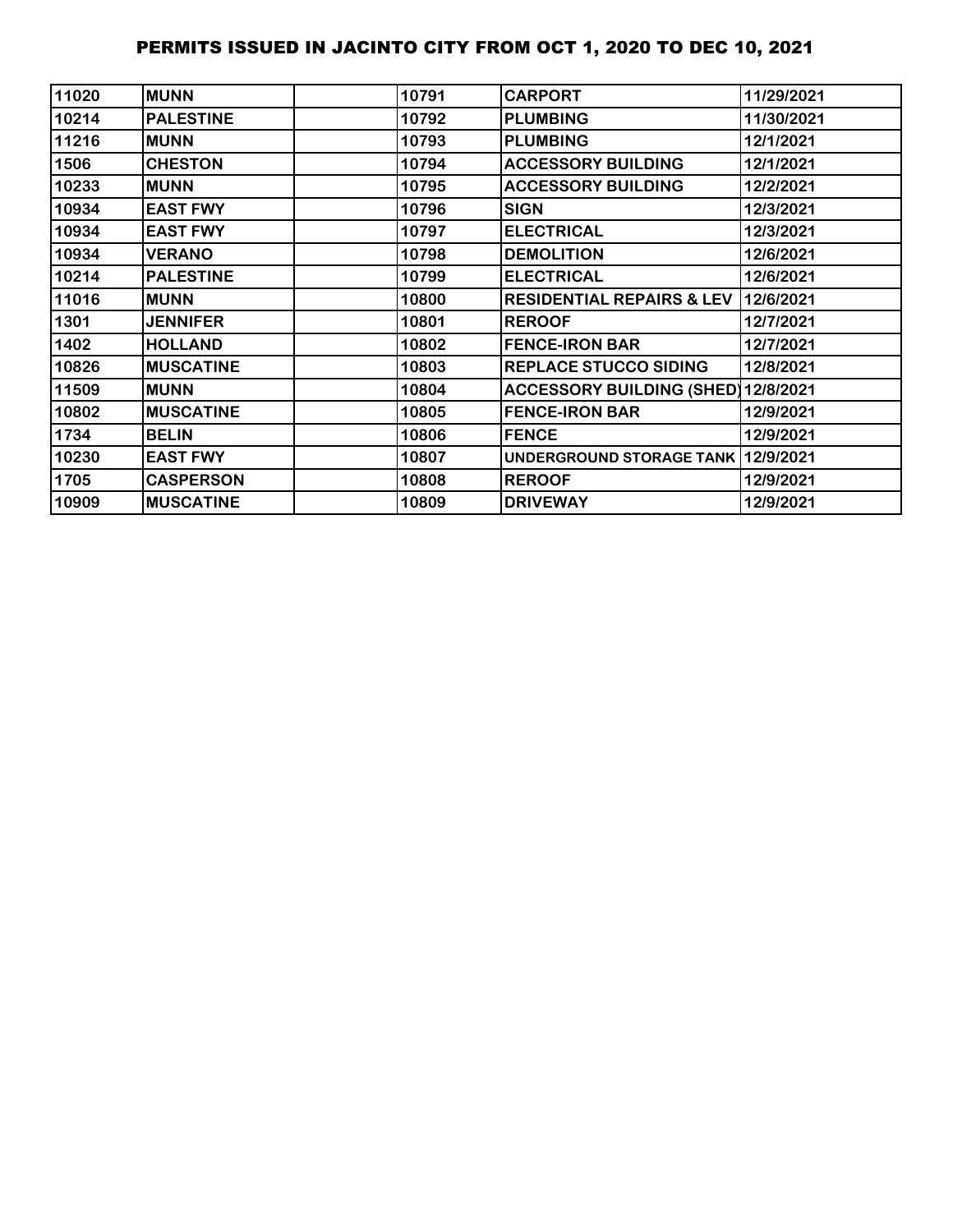# PERMITS ISSUED IN JACINTO CITY FROM OCT 1, 2020 TO DEC 10, 2021

| | | | | | |
|---|---|---|---|---|---|
| 11020 | MUNN | | 10791 | CARPORT | 11/29/2021 |
| 10214 | PALESTINE | | 10792 | PLUMBING | 11/30/2021 |
| 11216 | MUNN | | 10793 | PLUMBING | 12/1/2021 |
| 1506 | CHESTON | | 10794 | ACCESSORY BUILDING | 12/1/2021 |
| 10233 | MUNN | | 10795 | ACCESSORY BUILDING | 12/2/2021 |
| 10934 | EAST FWY | | 10796 | SIGN | 12/3/2021 |
| 10934 | EAST FWY | | 10797 | ELECTRICAL | 12/3/2021 |
| 10934 | VERANO | | 10798 | DEMOLITION | 12/6/2021 |
| 10214 | PALESTINE | | 10799 | ELECTRICAL | 12/6/2021 |
| 11016 | MUNN | | 10800 | RESIDENTIAL REPAIRS & LEV | 12/6/2021 |
| 1301 | JENNIFER | | 10801 | REROOF | 12/7/2021 |
| 1402 | HOLLAND | | 10802 | FENCE-IRON BAR | 12/7/2021 |
| 10826 | MUSCATINE | | 10803 | REPLACE STUCCO SIDING | 12/8/2021 |
| 11509 | MUNN | | 10804 | ACCESSORY BUILDING (SHED) | 12/8/2021 |
| 10802 | MUSCATINE | | 10805 | FENCE-IRON BAR | 12/9/2021 |
| 1734 | BELIN | | 10806 | FENCE | 12/9/2021 |
| 10230 | EAST FWY | | 10807 | UNDERGROUND STORAGE TANK | 12/9/2021 |
| 1705 | CASPERSON | | 10808 | REROOF | 12/9/2021 |
| 10909 | MUSCATINE | | 10809 | DRIVEWAY | 12/9/2021 |